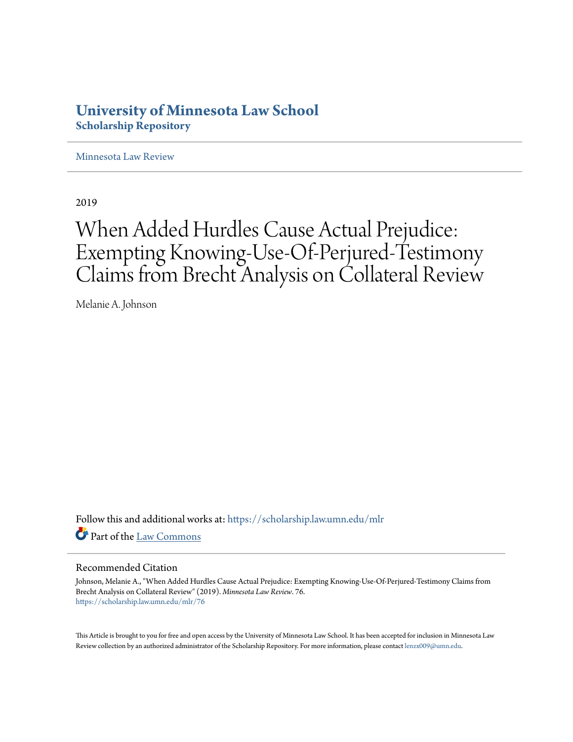# University of Minnesota Law School
## Scholarship Repository

Minnesota Law Review

2019

# When Added Hurdles Cause Actual Prejudice: Exempting Knowing-Use-Of-Perjured-Testimony Claims from Brecht Analysis on Collateral Review

Melanie A. Johnson

Follow this and additional works at: https://scholarship.law.umn.edu/mlr

Part of the Law Commons

### Recommended Citation

Johnson, Melanie A., "When Added Hurdles Cause Actual Prejudice: Exempting Knowing-Use-Of-Perjured-Testimony Claims from Brecht Analysis on Collateral Review" (2019). *Minnesota Law Review*. 76.
https://scholarship.law.umn.edu/mlr/76

This Article is brought to you for free and open access by the University of Minnesota Law School. It has been accepted for inclusion in Minnesota Law Review collection by an authorized administrator of the Scholarship Repository. For more information, please contact lenzx009@umn.edu.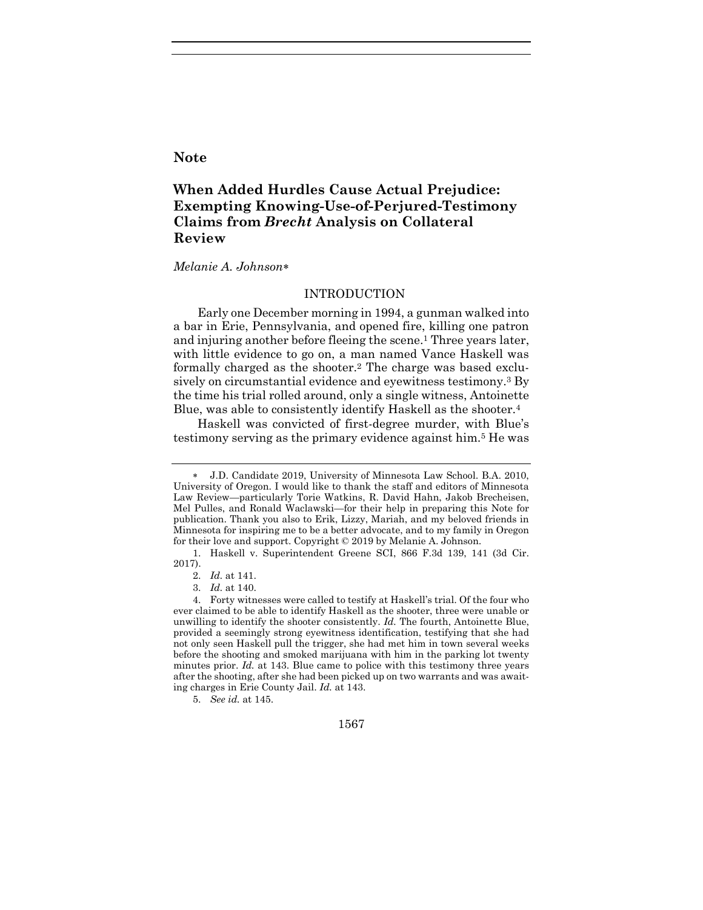Note

# When Added Hurdles Cause Actual Prejudice: Exempting Knowing-Use-of-Perjured-Testimony Claims from *Brecht* Analysis on Collateral Review

*Melanie A. Johnson*[∗]

## INTRODUCTION

Early one December morning in 1994, a gunman walked into a bar in Erie, Pennsylvania, and opened fire, killing one patron and injuring another before fleeing the scene.[1] Three years later, with little evidence to go on, a man named Vance Haskell was formally charged as the shooter.[2] The charge was based exclusively on circumstantial evidence and eyewitness testimony.[3] By the time his trial rolled around, only a single witness, Antoinette Blue, was able to consistently identify Haskell as the shooter.[4]

Haskell was convicted of first-degree murder, with Blue's testimony serving as the primary evidence against him.[5] He was

---

∗ J.D. Candidate 2019, University of Minnesota Law School. B.A. 2010, University of Oregon. I would like to thank the staff and editors of Minnesota Law Review—particularly Torie Watkins, R. David Hahn, Jakob Brecheisen, Mel Pulles, and Ronald Waclawski—for their help in preparing this Note for publication. Thank you also to Erik, Lizzy, Mariah, and my beloved friends in Minnesota for inspiring me to be a better advocate, and to my family in Oregon for their love and support. Copyright © 2019 by Melanie A. Johnson.

1. Haskell v. Superintendent Greene SCI, 866 F.3d 139, 141 (3d Cir. 2017).

2. *Id.* at 141.

3. *Id.* at 140.

4. Forty witnesses were called to testify at Haskell's trial. Of the four who ever claimed to be able to identify Haskell as the shooter, three were unable or unwilling to identify the shooter consistently. *Id.* The fourth, Antoinette Blue, provided a seemingly strong eyewitness identification, testifying that she had not only seen Haskell pull the trigger, she had met him in town several weeks before the shooting and smoked marijuana with him in the parking lot twenty minutes prior. *Id.* at 143. Blue came to police with this testimony three years after the shooting, after she had been picked up on two warrants and was awaiting charges in Erie County Jail. *Id.* at 143.

5. *See id.* at 145.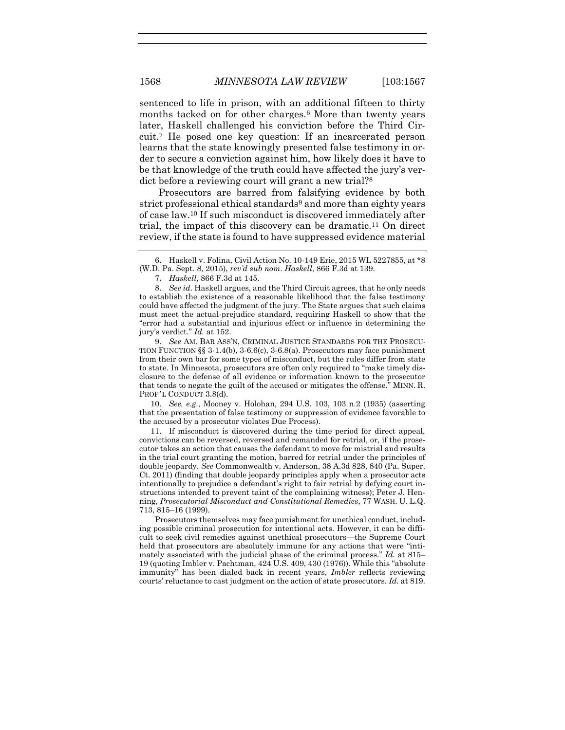sentenced to life in prison, with an additional fifteen to thirty months tacked on for other charges.[6] More than twenty years later, Haskell challenged his conviction before the Third Circuit.[7] He posed one key question: If an incarcerated person learns that the state knowingly presented false testimony in order to secure a conviction against him, how likely does it have to be that knowledge of the truth could have affected the jury's verdict before a reviewing court will grant a new trial?[8]

Prosecutors are barred from falsifying evidence by both strict professional ethical standards[9] and more than eighty years of case law.[10] If such misconduct is discovered immediately after trial, the impact of this discovery can be dramatic.[11] On direct review, if the state is found to have suppressed evidence material

---

6. Haskell v. Folina, Civil Action No. 10-149 Erie, 2015 WL 5227855, at *8 (W.D. Pa. Sept. 8, 2015), *rev'd sub nom. Haskell*, 866 F.3d at 139.

7. *Haskell*, 866 F.3d at 145.

8. *See id.* Haskell argues, and the Third Circuit agrees, that he only needs to establish the existence of a reasonable likelihood that the false testimony could have affected the judgment of the jury. The State argues that such claims must meet the actual-prejudice standard, requiring Haskell to show that the "error had a substantial and injurious effect or influence in determining the jury's verdict." *Id.* at 152.

9. *See* AM. BAR ASS'N, CRIMINAL JUSTICE STANDARDS FOR THE PROSECUTION FUNCTION §§ 3-1.4(b), 3-6.6(c), 3-6.8(a). Prosecutors may face punishment from their own bar for some types of misconduct, but the rules differ from state to state. In Minnesota, prosecutors are often only required to "make timely disclosure to the defense of all evidence or information known to the prosecutor that tends to negate the guilt of the accused or mitigates the offense." MINN. R. PROF'L CONDUCT 3.8(d).

10. *See, e.g.*, Mooney v. Holohan, 294 U.S. 103, 103 n.2 (1935) (asserting that the presentation of false testimony or suppression of evidence favorable to the accused by a prosecutor violates Due Process).

11. If misconduct is discovered during the time period for direct appeal, convictions can be reversed, reversed and remanded for retrial, or, if the prosecutor takes an action that causes the defendant to move for mistrial and results in the trial court granting the motion, barred for retrial under the principles of double jeopardy. *See* Commonwealth v. Anderson, 38 A.3d 828, 840 (Pa. Super. Ct. 2011) (finding that double jeopardy principles apply when a prosecutor acts intentionally to prejudice a defendant's right to fair retrial by defying court instructions intended to prevent taint of the complaining witness); Peter J. Henning, *Prosecutorial Misconduct and Constitutional Remedies*, 77 WASH. U. L.Q. 713, 815–16 (1999).

Prosecutors themselves may face punishment for unethical conduct, including possible criminal prosecution for intentional acts. However, it can be difficult to seek civil remedies against unethical prosecutors—the Supreme Court held that prosecutors are absolutely immune for any actions that were "intimately associated with the judicial phase of the criminal process." *Id.* at 815–19 (quoting Imbler v. Pachtman, 424 U.S. 409, 430 (1976)). While this "absolute immunity" has been dialed back in recent years, *Imbler* reflects reviewing courts' reluctance to cast judgment on the action of state prosecutors. *Id.* at 819.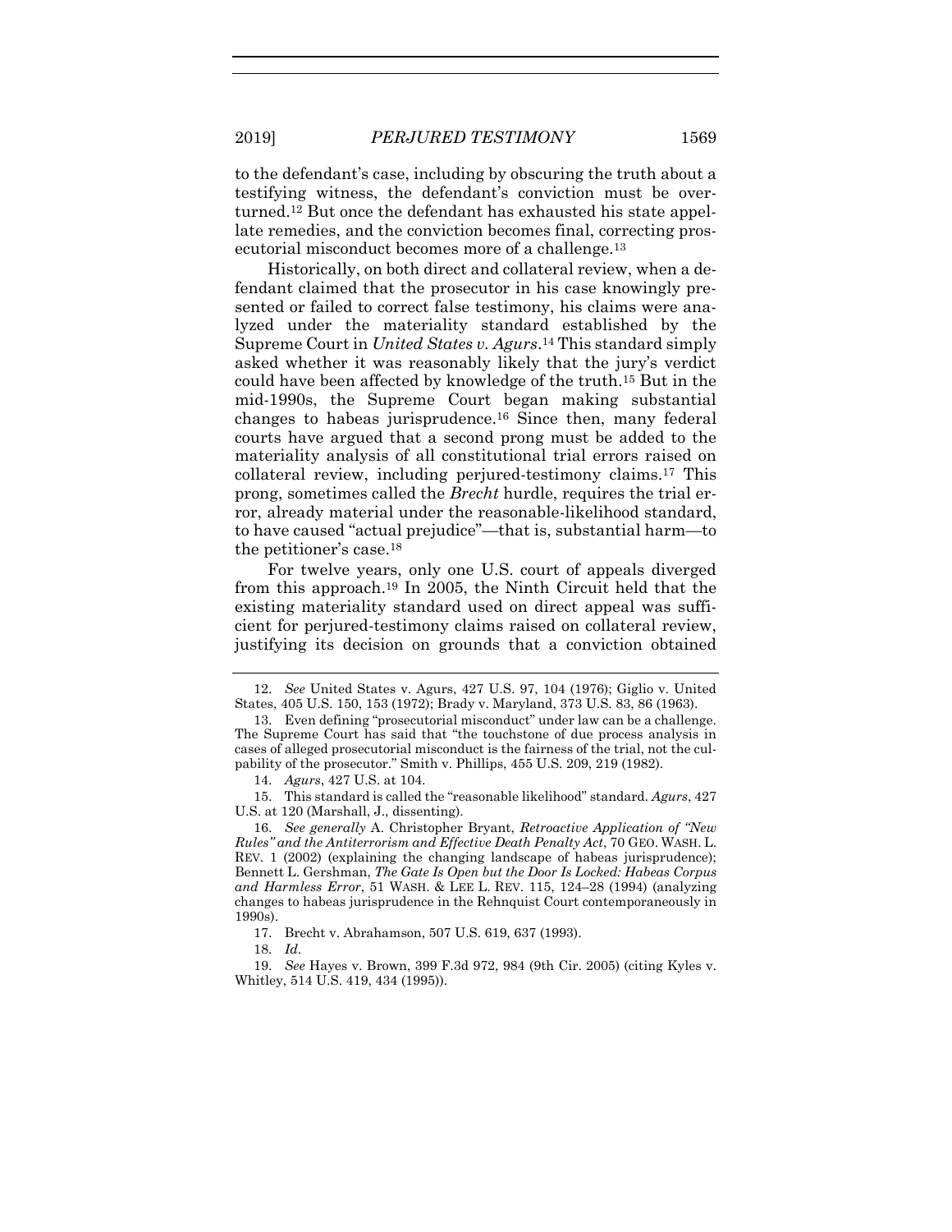to the defendant's case, including by obscuring the truth about a testifying witness, the defendant's conviction must be overturned.[12] But once the defendant has exhausted his state appellate remedies, and the conviction becomes final, correcting prosecutorial misconduct becomes more of a challenge.[13]

Historically, on both direct and collateral review, when a defendant claimed that the prosecutor in his case knowingly presented or failed to correct false testimony, his claims were analyzed under the materiality standard established by the Supreme Court in *United States v. Agurs*.[14] This standard simply asked whether it was reasonably likely that the jury's verdict could have been affected by knowledge of the truth.[15] But in the mid-1990s, the Supreme Court began making substantial changes to habeas jurisprudence.[16] Since then, many federal courts have argued that a second prong must be added to the materiality analysis of all constitutional trial errors raised on collateral review, including perjured-testimony claims.[17] This prong, sometimes called the *Brecht* hurdle, requires the trial error, already material under the reasonable-likelihood standard, to have caused "actual prejudice"—that is, substantial harm—to the petitioner's case.[18]

For twelve years, only one U.S. court of appeals diverged from this approach.[19] In 2005, the Ninth Circuit held that the existing materiality standard used on direct appeal was sufficient for perjured-testimony claims raised on collateral review, justifying its decision on grounds that a conviction obtained

---

12. *See* United States v. Agurs, 427 U.S. 97, 104 (1976); Giglio v. United States, 405 U.S. 150, 153 (1972); Brady v. Maryland, 373 U.S. 83, 86 (1963).

13. Even defining "prosecutorial misconduct" under law can be a challenge. The Supreme Court has said that "the touchstone of due process analysis in cases of alleged prosecutorial misconduct is the fairness of the trial, not the culpability of the prosecutor." Smith v. Phillips, 455 U.S. 209, 219 (1982).

14. *Agurs*, 427 U.S. at 104.

15. This standard is called the "reasonable likelihood" standard. *Agurs*, 427 U.S. at 120 (Marshall, J., dissenting).

16. *See generally* A. Christopher Bryant, *Retroactive Application of "New Rules" and the Antiterrorism and Effective Death Penalty Act*, 70 GEO. WASH. L. REV. 1 (2002) (explaining the changing landscape of habeas jurisprudence); Bennett L. Gershman, *The Gate Is Open but the Door Is Locked: Habeas Corpus and Harmless Error*, 51 WASH. & LEE L. REV. 115, 124–28 (1994) (analyzing changes to habeas jurisprudence in the Rehnquist Court contemporaneously in 1990s).

17. Brecht v. Abrahamson, 507 U.S. 619, 637 (1993).

18. *Id.*

19. *See* Hayes v. Brown, 399 F.3d 972, 984 (9th Cir. 2005) (citing Kyles v. Whitley, 514 U.S. 419, 434 (1995)).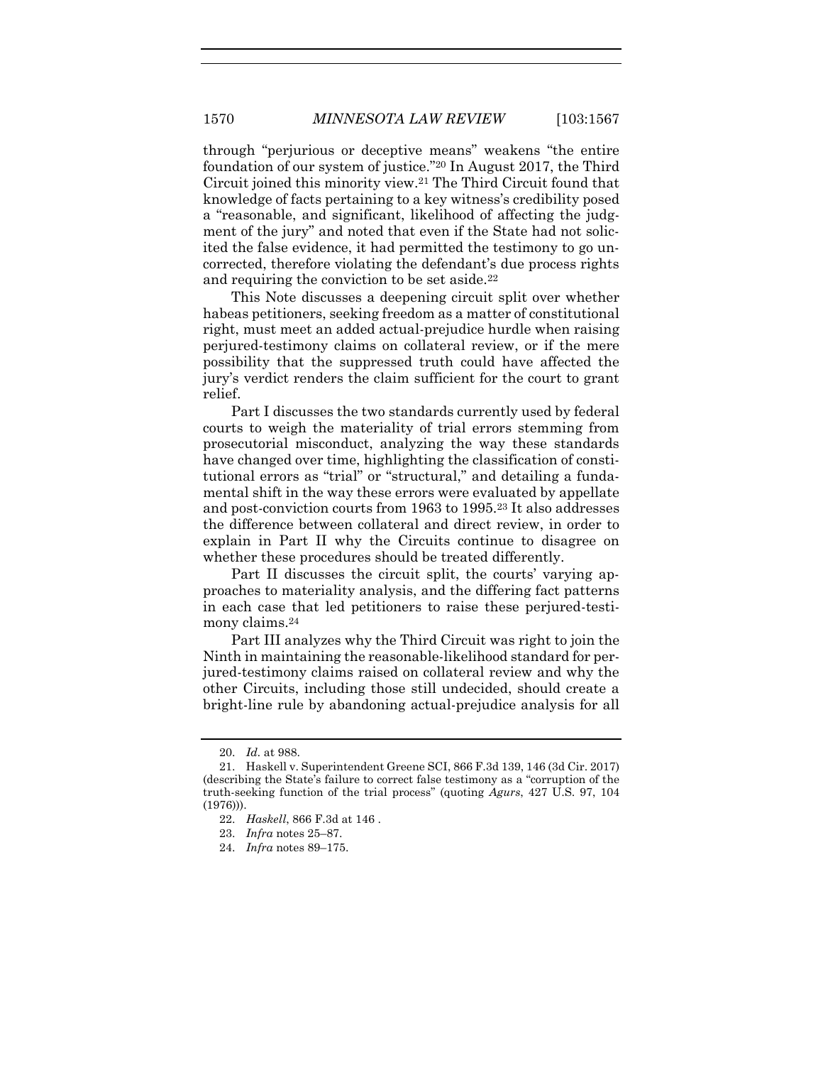through "perjurious or deceptive means" weakens "the entire foundation of our system of justice."[20] In August 2017, the Third Circuit joined this minority view.[21] The Third Circuit found that knowledge of facts pertaining to a key witness's credibility posed a "reasonable, and significant, likelihood of affecting the judgment of the jury" and noted that even if the State had not solicited the false evidence, it had permitted the testimony to go uncorrected, therefore violating the defendant's due process rights and requiring the conviction to be set aside.[22]

This Note discusses a deepening circuit split over whether habeas petitioners, seeking freedom as a matter of constitutional right, must meet an added actual-prejudice hurdle when raising perjured-testimony claims on collateral review, or if the mere possibility that the suppressed truth could have affected the jury's verdict renders the claim sufficient for the court to grant relief.

Part I discusses the two standards currently used by federal courts to weigh the materiality of trial errors stemming from prosecutorial misconduct, analyzing the way these standards have changed over time, highlighting the classification of constitutional errors as "trial" or "structural," and detailing a fundamental shift in the way these errors were evaluated by appellate and post-conviction courts from 1963 to 1995.[23] It also addresses the difference between collateral and direct review, in order to explain in Part II why the Circuits continue to disagree on whether these procedures should be treated differently.

Part II discusses the circuit split, the courts' varying approaches to materiality analysis, and the differing fact patterns in each case that led petitioners to raise these perjured-testimony claims.[24]

Part III analyzes why the Third Circuit was right to join the Ninth in maintaining the reasonable-likelihood standard for perjured-testimony claims raised on collateral review and why the other Circuits, including those still undecided, should create a bright-line rule by abandoning actual-prejudice analysis for all

---

20. *Id.* at 988.

21. Haskell v. Superintendent Greene SCI, 866 F.3d 139, 146 (3d Cir. 2017) (describing the State's failure to correct false testimony as a "corruption of the truth-seeking function of the trial process" (quoting *Agurs*, 427 U.S. 97, 104 (1976))).

22. *Haskell*, 866 F.3d at 146 .

23. *Infra* notes 25–87.

24. *Infra* notes 89–175.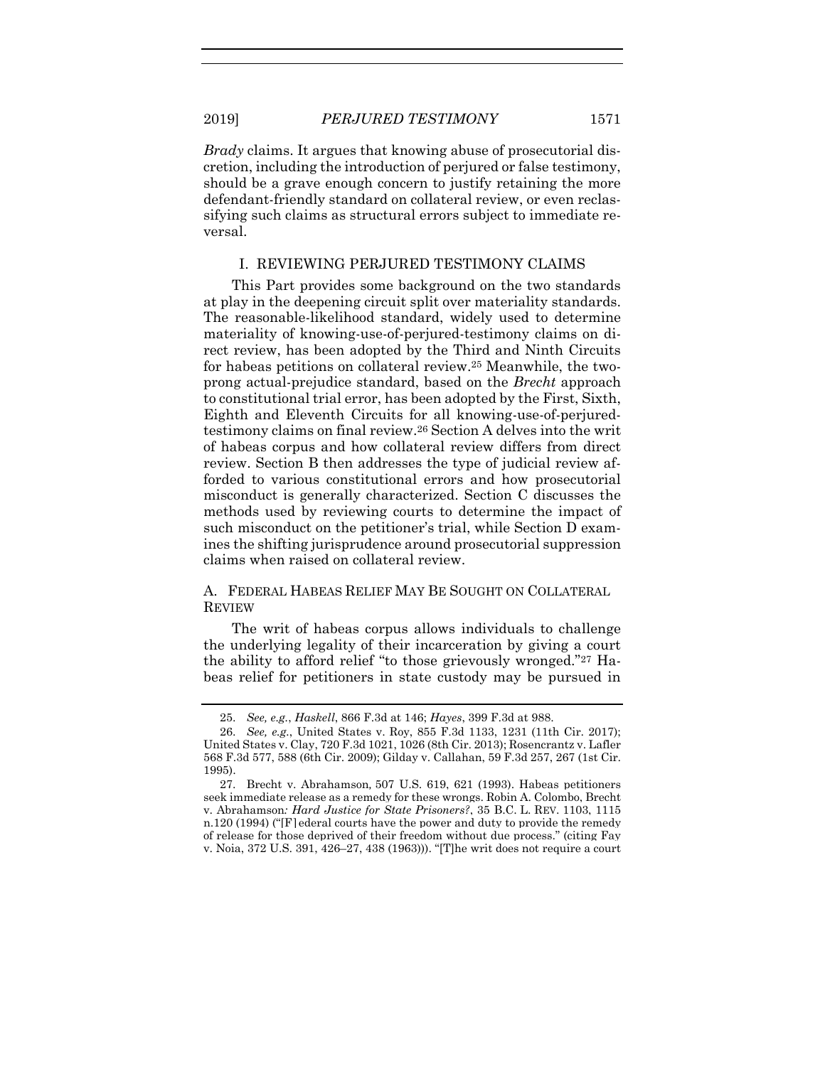*Brady* claims. It argues that knowing abuse of prosecutorial discretion, including the introduction of perjured or false testimony, should be a grave enough concern to justify retaining the more defendant-friendly standard on collateral review, or even reclassifying such claims as structural errors subject to immediate reversal.

## I. REVIEWING PERJURED TESTIMONY CLAIMS

This Part provides some background on the two standards at play in the deepening circuit split over materiality standards. The reasonable-likelihood standard, widely used to determine materiality of knowing-use-of-perjured-testimony claims on direct review, has been adopted by the Third and Ninth Circuits for habeas petitions on collateral review.[25] Meanwhile, the two-prong actual-prejudice standard, based on the *Brecht* approach to constitutional trial error, has been adopted by the First, Sixth, Eighth and Eleventh Circuits for all knowing-use-of-perjured-testimony claims on final review.[26] Section A delves into the writ of habeas corpus and how collateral review differs from direct review. Section B then addresses the type of judicial review afforded to various constitutional errors and how prosecutorial misconduct is generally characterized. Section C discusses the methods used by reviewing courts to determine the impact of such misconduct on the petitioner's trial, while Section D examines the shifting jurisprudence around prosecutorial suppression claims when raised on collateral review.

### A. FEDERAL HABEAS RELIEF MAY BE SOUGHT ON COLLATERAL REVIEW

The writ of habeas corpus allows individuals to challenge the underlying legality of their incarceration by giving a court the ability to afford relief "to those grievously wronged."[27] Habeas relief for petitioners in state custody may be pursued in

---

25. *See, e.g.*, *Haskell*, 866 F.3d at 146; *Hayes*, 399 F.3d at 988.

26. *See, e.g.*, United States v. Roy, 855 F.3d 1133, 1231 (11th Cir. 2017); United States v. Clay, 720 F.3d 1021, 1026 (8th Cir. 2013); Rosencrantz v. Lafler 568 F.3d 577, 588 (6th Cir. 2009); Gilday v. Callahan, 59 F.3d 257, 267 (1st Cir. 1995).

27. Brecht v. Abrahamson, 507 U.S. 619, 621 (1993). Habeas petitioners seek immediate release as a remedy for these wrongs. Robin A. Colombo, Brecht v. Abrahamson*: Hard Justice for State Prisoners?*, 35 B.C. L. REV. 1103, 1115 n.120 (1994) ("[F]ederal courts have the power and duty to provide the remedy of release for those deprived of their freedom without due process." (citing Fay v. Noia, 372 U.S. 391, 426–27, 438 (1963))). "[T]he writ does not require a court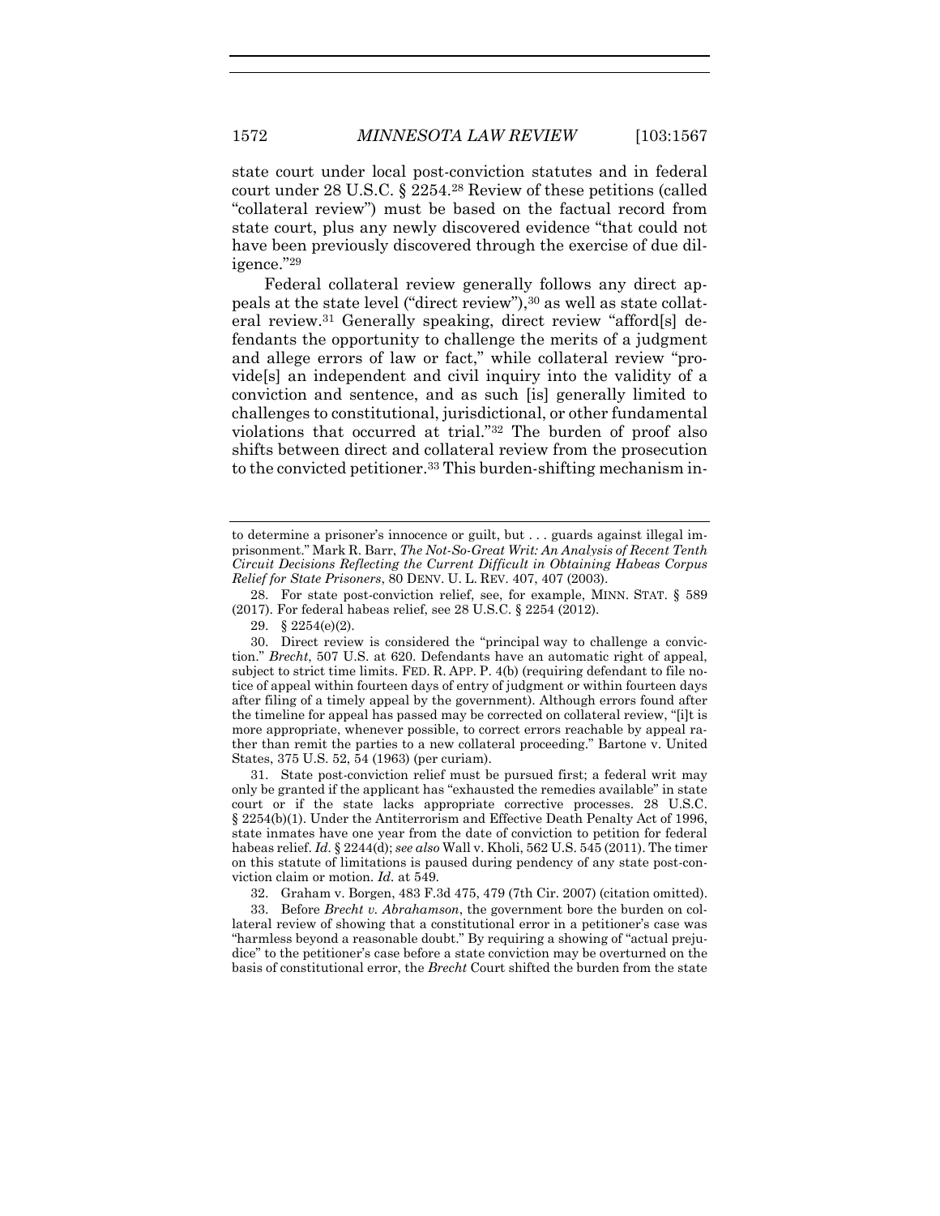state court under local post-conviction statutes and in federal court under 28 U.S.C. § 2254.[28] Review of these petitions (called "collateral review") must be based on the factual record from state court, plus any newly discovered evidence "that could not have been previously discovered through the exercise of due diligence."[29]

Federal collateral review generally follows any direct appeals at the state level ("direct review"),[30] as well as state collateral review.[31] Generally speaking, direct review "afford[s] defendants the opportunity to challenge the merits of a judgment and allege errors of law or fact," while collateral review "provide[s] an independent and civil inquiry into the validity of a conviction and sentence, and as such [is] generally limited to challenges to constitutional, jurisdictional, or other fundamental violations that occurred at trial."[32] The burden of proof also shifts between direct and collateral review from the prosecution to the convicted petitioner.[33] This burden-shifting mechanism in-

---

to determine a prisoner's innocence or guilt, but . . . guards against illegal imprisonment." Mark R. Barr, *The Not-So-Great Writ: An Analysis of Recent Tenth Circuit Decisions Reflecting the Current Difficult in Obtaining Habeas Corpus Relief for State Prisoners*, 80 DENV. U. L. REV. 407, 407 (2003).

28. For state post-conviction relief, see, for example, MINN. STAT. § 589 (2017). For federal habeas relief, see 28 U.S.C. § 2254 (2012).

29. § 2254(e)(2).

30. Direct review is considered the "principal way to challenge a conviction." *Brecht*, 507 U.S. at 620. Defendants have an automatic right of appeal, subject to strict time limits. FED. R. APP. P. 4(b) (requiring defendant to file notice of appeal within fourteen days of entry of judgment or within fourteen days after filing of a timely appeal by the government). Although errors found after the timeline for appeal has passed may be corrected on collateral review, "[i]t is more appropriate, whenever possible, to correct errors reachable by appeal rather than remit the parties to a new collateral proceeding." Bartone v. United States, 375 U.S. 52, 54 (1963) (per curiam).

31. State post-conviction relief must be pursued first; a federal writ may only be granted if the applicant has "exhausted the remedies available" in state court or if the state lacks appropriate corrective processes. 28 U.S.C. § 2254(b)(1). Under the Antiterrorism and Effective Death Penalty Act of 1996, state inmates have one year from the date of conviction to petition for federal habeas relief. *Id.* § 2244(d); *see also* Wall v. Kholi, 562 U.S. 545 (2011). The timer on this statute of limitations is paused during pendency of any state post-conviction claim or motion. *Id.* at 549.

32. Graham v. Borgen, 483 F.3d 475, 479 (7th Cir. 2007) (citation omitted).

33. Before *Brecht v. Abrahamson*, the government bore the burden on collateral review of showing that a constitutional error in a petitioner's case was "harmless beyond a reasonable doubt." By requiring a showing of "actual prejudice" to the petitioner's case before a state conviction may be overturned on the basis of constitutional error, the *Brecht* Court shifted the burden from the state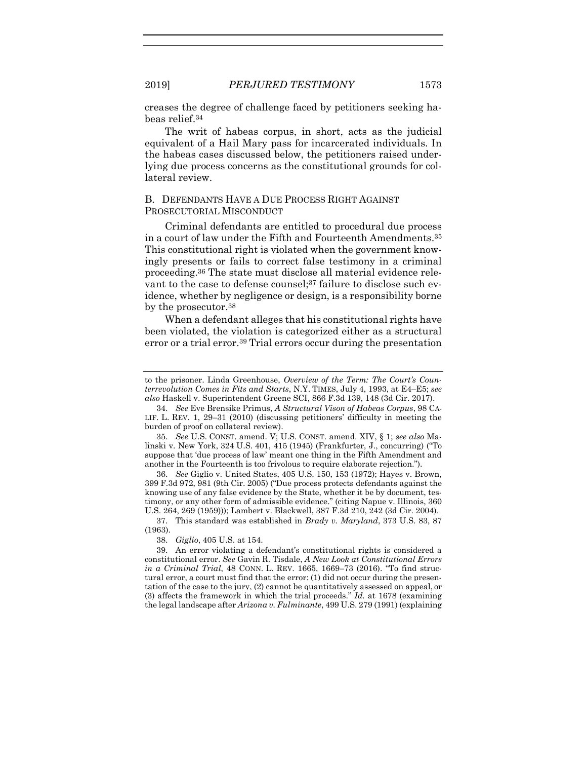creases the degree of challenge faced by petitioners seeking habeas relief.[34]

The writ of habeas corpus, in short, acts as the judicial equivalent of a Hail Mary pass for incarcerated individuals. In the habeas cases discussed below, the petitioners raised underlying due process concerns as the constitutional grounds for collateral review.

### B. DEFENDANTS HAVE A DUE PROCESS RIGHT AGAINST PROSECUTORIAL MISCONDUCT

Criminal defendants are entitled to procedural due process in a court of law under the Fifth and Fourteenth Amendments.[35] This constitutional right is violated when the government knowingly presents or fails to correct false testimony in a criminal proceeding.[36] The state must disclose all material evidence relevant to the case to defense counsel;[37] failure to disclose such evidence, whether by negligence or design, is a responsibility borne by the prosecutor.[38]

When a defendant alleges that his constitutional rights have been violated, the violation is categorized either as a structural error or a trial error.[39] Trial errors occur during the presentation

---

to the prisoner. Linda Greenhouse, *Overview of the Term: The Court's Counterrevolution Comes in Fits and Starts*, N.Y. TIMES, July 4, 1993, at E4–E5; *see also* Haskell v. Superintendent Greene SCI, 866 F.3d 139, 148 (3d Cir. 2017).

34. *See* Eve Brensike Primus, *A Structural Vison of Habeas Corpus*, 98 CALIF. L. REV. 1, 29–31 (2010) (discussing petitioners' difficulty in meeting the burden of proof on collateral review).

35. *See* U.S. CONST. amend. V; U.S. CONST. amend. XIV, § 1; *see also* Malinski v. New York, 324 U.S. 401, 415 (1945) (Frankfurter, J., concurring) ("To suppose that 'due process of law' meant one thing in the Fifth Amendment and another in the Fourteenth is too frivolous to require elaborate rejection.").

36. *See* Giglio v. United States, 405 U.S. 150, 153 (1972); Hayes v. Brown, 399 F.3d 972, 981 (9th Cir. 2005) ("Due process protects defendants against the knowing use of any false evidence by the State, whether it be by document, testimony, or any other form of admissible evidence." (citing Napue v. Illinois, 360 U.S. 264, 269 (1959))); Lambert v. Blackwell, 387 F.3d 210, 242 (3d Cir. 2004).

37. This standard was established in *Brady v. Maryland*, 373 U.S. 83, 87 (1963).

38. *Giglio*, 405 U.S. at 154.

39. An error violating a defendant's constitutional rights is considered a constitutional error. *See* Gavin R. Tisdale, *A New Look at Constitutional Errors in a Criminal Trial*, 48 CONN. L. REV. 1665, 1669–73 (2016). "To find structural error, a court must find that the error: (1) did not occur during the presentation of the case to the jury, (2) cannot be quantitatively assessed on appeal, or (3) affects the framework in which the trial proceeds." *Id.* at 1678 (examining the legal landscape after *Arizona v. Fulminante*, 499 U.S. 279 (1991) (explaining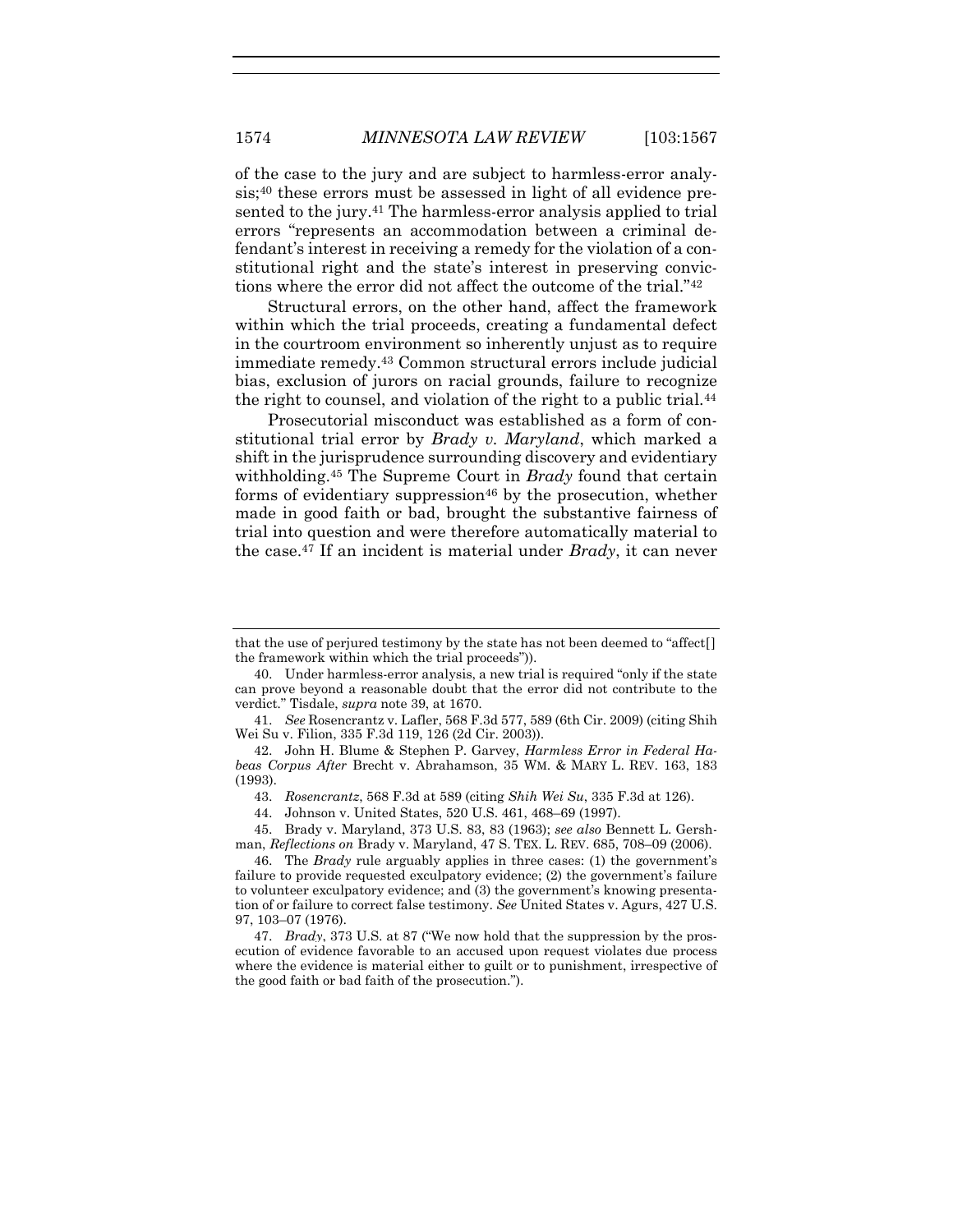of the case to the jury and are subject to harmless-error analysis;[40] these errors must be assessed in light of all evidence presented to the jury.[41] The harmless-error analysis applied to trial errors "represents an accommodation between a criminal defendant's interest in receiving a remedy for the violation of a constitutional right and the state's interest in preserving convictions where the error did not affect the outcome of the trial."[42]

Structural errors, on the other hand, affect the framework within which the trial proceeds, creating a fundamental defect in the courtroom environment so inherently unjust as to require immediate remedy.[43] Common structural errors include judicial bias, exclusion of jurors on racial grounds, failure to recognize the right to counsel, and violation of the right to a public trial.[44]

Prosecutorial misconduct was established as a form of constitutional trial error by *Brady v. Maryland*, which marked a shift in the jurisprudence surrounding discovery and evidentiary withholding.[45] The Supreme Court in *Brady* found that certain forms of evidentiary suppression[46] by the prosecution, whether made in good faith or bad, brought the substantive fairness of trial into question and were therefore automatically material to the case.[47] If an incident is material under *Brady*, it can never

---

that the use of perjured testimony by the state has not been deemed to "affect[] the framework within which the trial proceeds")).

40. Under harmless-error analysis, a new trial is required "only if the state can prove beyond a reasonable doubt that the error did not contribute to the verdict." Tisdale, *supra* note 39, at 1670.

41. *See* Rosencrantz v. Lafler, 568 F.3d 577, 589 (6th Cir. 2009) (citing Shih Wei Su v. Filion, 335 F.3d 119, 126 (2d Cir. 2003)).

42. John H. Blume & Stephen P. Garvey, *Harmless Error in Federal Habeas Corpus After* Brecht v. Abrahamson, 35 WM. & MARY L. REV. 163, 183 (1993).

43. *Rosencrantz*, 568 F.3d at 589 (citing *Shih Wei Su*, 335 F.3d at 126).

44. Johnson v. United States, 520 U.S. 461, 468–69 (1997).

45. Brady v. Maryland, 373 U.S. 83, 83 (1963); *see also* Bennett L. Gershman, *Reflections on* Brady v. Maryland, 47 S. TEX. L. REV. 685, 708–09 (2006).

46. The *Brady* rule arguably applies in three cases: (1) the government's failure to provide requested exculpatory evidence; (2) the government's failure to volunteer exculpatory evidence; and (3) the government's knowing presentation of or failure to correct false testimony. *See* United States v. Agurs, 427 U.S. 97, 103–07 (1976).

47. *Brady*, 373 U.S. at 87 ("We now hold that the suppression by the prosecution of evidence favorable to an accused upon request violates due process where the evidence is material either to guilt or to punishment, irrespective of the good faith or bad faith of the prosecution.").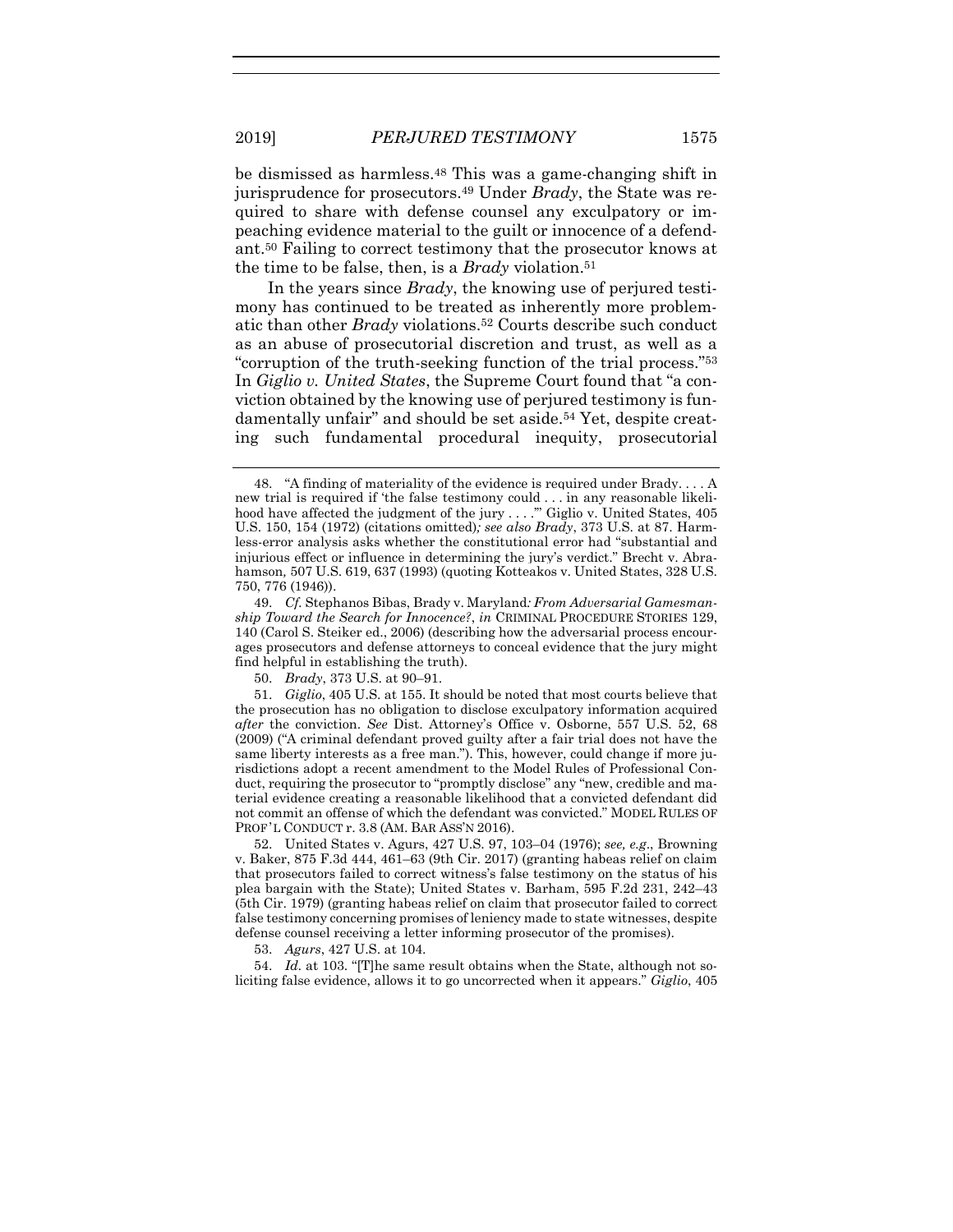be dismissed as harmless.[48] This was a game-changing shift in jurisprudence for prosecutors.[49] Under *Brady*, the State was required to share with defense counsel any exculpatory or impeaching evidence material to the guilt or innocence of a defendant.[50] Failing to correct testimony that the prosecutor knows at the time to be false, then, is a *Brady* violation.[51]

In the years since *Brady*, the knowing use of perjured testimony has continued to be treated as inherently more problematic than other *Brady* violations.[52] Courts describe such conduct as an abuse of prosecutorial discretion and trust, as well as a "corruption of the truth-seeking function of the trial process."[53] In *Giglio v. United States*, the Supreme Court found that "a conviction obtained by the knowing use of perjured testimony is fundamentally unfair" and should be set aside.[54] Yet, despite creating such fundamental procedural inequity, prosecutorial

---

48. "A finding of materiality of the evidence is required under Brady. . . . A new trial is required if 'the false testimony could . . . in any reasonable likelihood have affected the judgment of the jury . . . .'" Giglio v. United States, 405 U.S. 150, 154 (1972) (citations omitted)*; see also Brady*, 373 U.S. at 87. Harmless-error analysis asks whether the constitutional error had "substantial and injurious effect or influence in determining the jury's verdict." Brecht v. Abrahamson, 507 U.S. 619, 637 (1993) (quoting Kotteakos v. United States, 328 U.S. 750, 776 (1946)).

49. *Cf.* Stephanos Bibas, Brady v. Maryland*: From Adversarial Gamesmanship Toward the Search for Innocence?*, *in* CRIMINAL PROCEDURE STORIES 129, 140 (Carol S. Steiker ed., 2006) (describing how the adversarial process encourages prosecutors and defense attorneys to conceal evidence that the jury might find helpful in establishing the truth).

50. *Brady*, 373 U.S. at 90–91.

51. *Giglio*, 405 U.S. at 155. It should be noted that most courts believe that the prosecution has no obligation to disclose exculpatory information acquired *after* the conviction. *See* Dist. Attorney's Office v. Osborne, 557 U.S. 52, 68 (2009) ("A criminal defendant proved guilty after a fair trial does not have the same liberty interests as a free man."). This, however, could change if more jurisdictions adopt a recent amendment to the Model Rules of Professional Conduct, requiring the prosecutor to "promptly disclose" any "new, credible and material evidence creating a reasonable likelihood that a convicted defendant did not commit an offense of which the defendant was convicted." MODEL RULES OF PROF'L CONDUCT r. 3.8 (AM. BAR ASS'N 2016).

52. United States v. Agurs, 427 U.S. 97, 103–04 (1976); *see, e.g.*, Browning v. Baker, 875 F.3d 444, 461–63 (9th Cir. 2017) (granting habeas relief on claim that prosecutors failed to correct witness's false testimony on the status of his plea bargain with the State); United States v. Barham, 595 F.2d 231, 242–43 (5th Cir. 1979) (granting habeas relief on claim that prosecutor failed to correct false testimony concerning promises of leniency made to state witnesses, despite defense counsel receiving a letter informing prosecutor of the promises).

53. *Agurs*, 427 U.S. at 104.

54. *Id.* at 103. "[T]he same result obtains when the State, although not soliciting false evidence, allows it to go uncorrected when it appears." *Giglio*, 405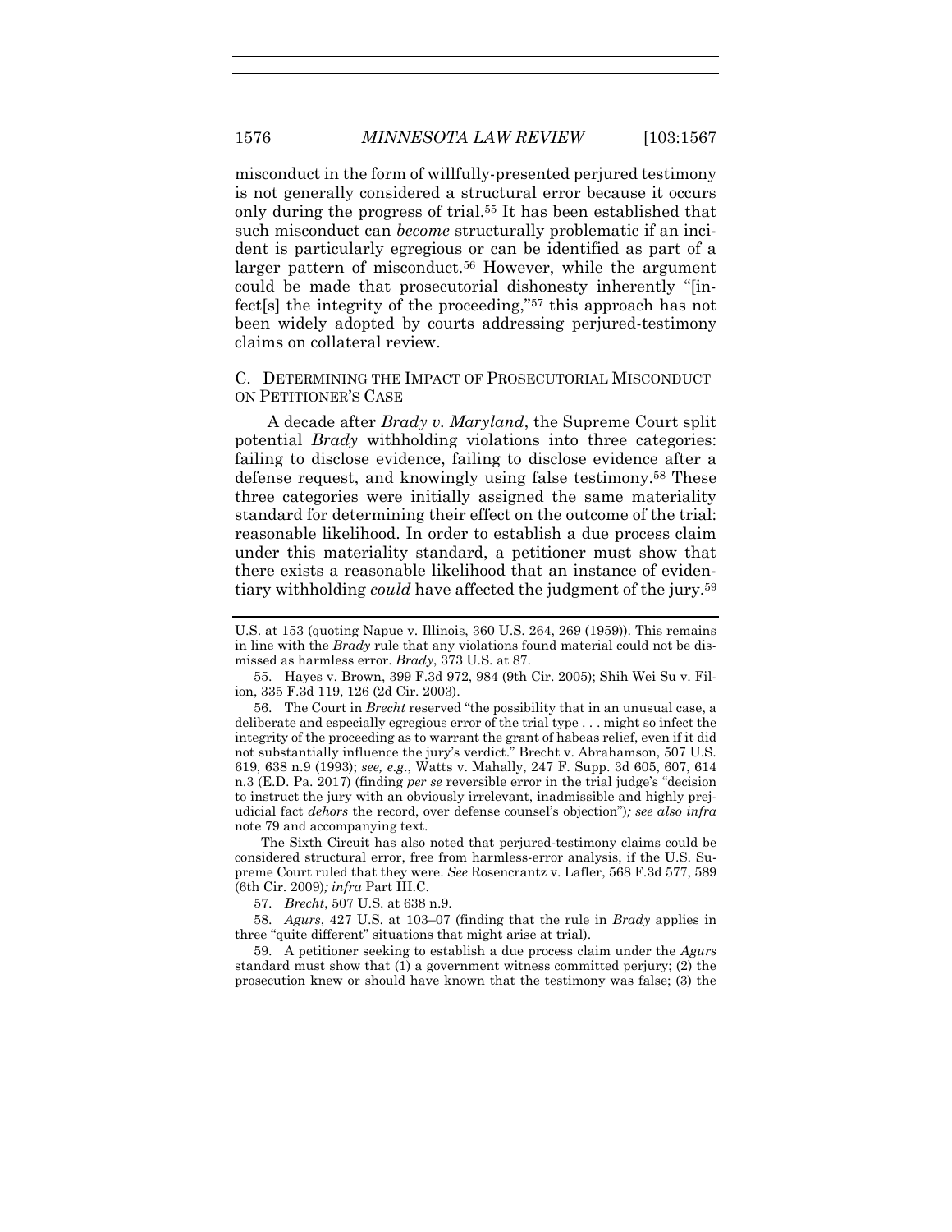misconduct in the form of willfully-presented perjured testimony is not generally considered a structural error because it occurs only during the progress of trial.[55] It has been established that such misconduct can *become* structurally problematic if an incident is particularly egregious or can be identified as part of a larger pattern of misconduct.[56] However, while the argument could be made that prosecutorial dishonesty inherently "[infect[s] the integrity of the proceeding,"[57] this approach has not been widely adopted by courts addressing perjured-testimony claims on collateral review.

### C. Determining the Impact of Prosecutorial Misconduct on Petitioner's Case

A decade after *Brady v. Maryland*, the Supreme Court split potential *Brady* withholding violations into three categories: failing to disclose evidence, failing to disclose evidence after a defense request, and knowingly using false testimony.[58] These three categories were initially assigned the same materiality standard for determining their effect on the outcome of the trial: reasonable likelihood. In order to establish a due process claim under this materiality standard, a petitioner must show that there exists a reasonable likelihood that an instance of evidentiary withholding *could* have affected the judgment of the jury.[59]

---

U.S. at 153 (quoting Napue v. Illinois, 360 U.S. 264, 269 (1959)). This remains in line with the *Brady* rule that any violations found material could not be dismissed as harmless error. *Brady*, 373 U.S. at 87.

55. Hayes v. Brown, 399 F.3d 972, 984 (9th Cir. 2005); Shih Wei Su v. Filion, 335 F.3d 119, 126 (2d Cir. 2003).

56. The Court in *Brecht* reserved "the possibility that in an unusual case, a deliberate and especially egregious error of the trial type . . . might so infect the integrity of the proceeding as to warrant the grant of habeas relief, even if it did not substantially influence the jury's verdict." Brecht v. Abrahamson, 507 U.S. 619, 638 n.9 (1993); *see, e.g.*, Watts v. Mahally, 247 F. Supp. 3d 605, 607, 614 n.3 (E.D. Pa. 2017) (finding *per se* reversible error in the trial judge's "decision to instruct the jury with an obviously irrelevant, inadmissible and highly prejudicial fact *dehors* the record, over defense counsel's objection")*; see also infra* note 79 and accompanying text.

The Sixth Circuit has also noted that perjured-testimony claims could be considered structural error, free from harmless-error analysis, if the U.S. Supreme Court ruled that they were. *See* Rosencrantz v. Lafler, 568 F.3d 577, 589 (6th Cir. 2009)*; infra* Part III.C.

57. *Brecht*, 507 U.S. at 638 n.9.

58. *Agurs*, 427 U.S. at 103–07 (finding that the rule in *Brady* applies in three "quite different" situations that might arise at trial).

59. A petitioner seeking to establish a due process claim under the *Agurs* standard must show that (1) a government witness committed perjury; (2) the prosecution knew or should have known that the testimony was false; (3) the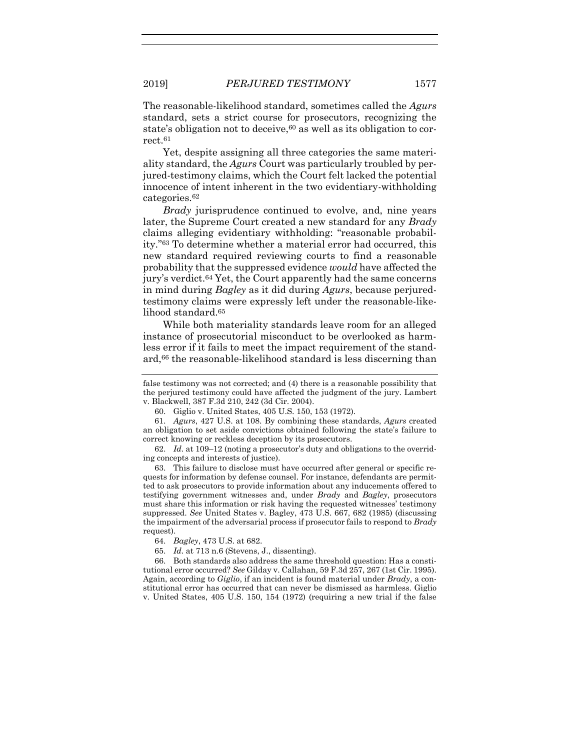The reasonable-likelihood standard, sometimes called the *Agurs* standard, sets a strict course for prosecutors, recognizing the state's obligation not to deceive,[60] as well as its obligation to correct.[61]

Yet, despite assigning all three categories the same materiality standard, the *Agurs* Court was particularly troubled by perjured-testimony claims, which the Court felt lacked the potential innocence of intent inherent in the two evidentiary-withholding categories.[62]

*Brady* jurisprudence continued to evolve, and, nine years later, the Supreme Court created a new standard for any *Brady* claims alleging evidentiary withholding: "reasonable probability."[63] To determine whether a material error had occurred, this new standard required reviewing courts to find a reasonable probability that the suppressed evidence *would* have affected the jury's verdict.[64] Yet, the Court apparently had the same concerns in mind during *Bagley* as it did during *Agurs*, because perjured-testimony claims were expressly left under the reasonable-likelihood standard.[65]

While both materiality standards leave room for an alleged instance of prosecutorial misconduct to be overlooked as harmless error if it fails to meet the impact requirement of the standard,[66] the reasonable-likelihood standard is less discerning than

---

false testimony was not corrected; and (4) there is a reasonable possibility that the perjured testimony could have affected the judgment of the jury. Lambert v. Blackwell, 387 F.3d 210, 242 (3d Cir. 2004).

60. Giglio v. United States, 405 U.S. 150, 153 (1972).

61. *Agurs*, 427 U.S. at 108. By combining these standards, *Agurs* created an obligation to set aside convictions obtained following the state's failure to correct knowing or reckless deception by its prosecutors.

62. *Id.* at 109–12 (noting a prosecutor's duty and obligations to the overriding concepts and interests of justice).

63. This failure to disclose must have occurred after general or specific requests for information by defense counsel. For instance, defendants are permitted to ask prosecutors to provide information about any inducements offered to testifying government witnesses and, under *Brady* and *Bagley*, prosecutors must share this information or risk having the requested witnesses' testimony suppressed. *See* United States v. Bagley, 473 U.S. 667, 682 (1985) (discussing the impairment of the adversarial process if prosecutor fails to respond to *Brady* request).

64. *Bagley*, 473 U.S. at 682.

65. *Id.* at 713 n.6 (Stevens, J., dissenting).

66. Both standards also address the same threshold question: Has a constitutional error occurred? *See* Gilday v. Callahan, 59 F.3d 257, 267 (1st Cir. 1995). Again, according to *Giglio*, if an incident is found material under *Brady*, a constitutional error has occurred that can never be dismissed as harmless. Giglio v. United States, 405 U.S. 150, 154 (1972) (requiring a new trial if the false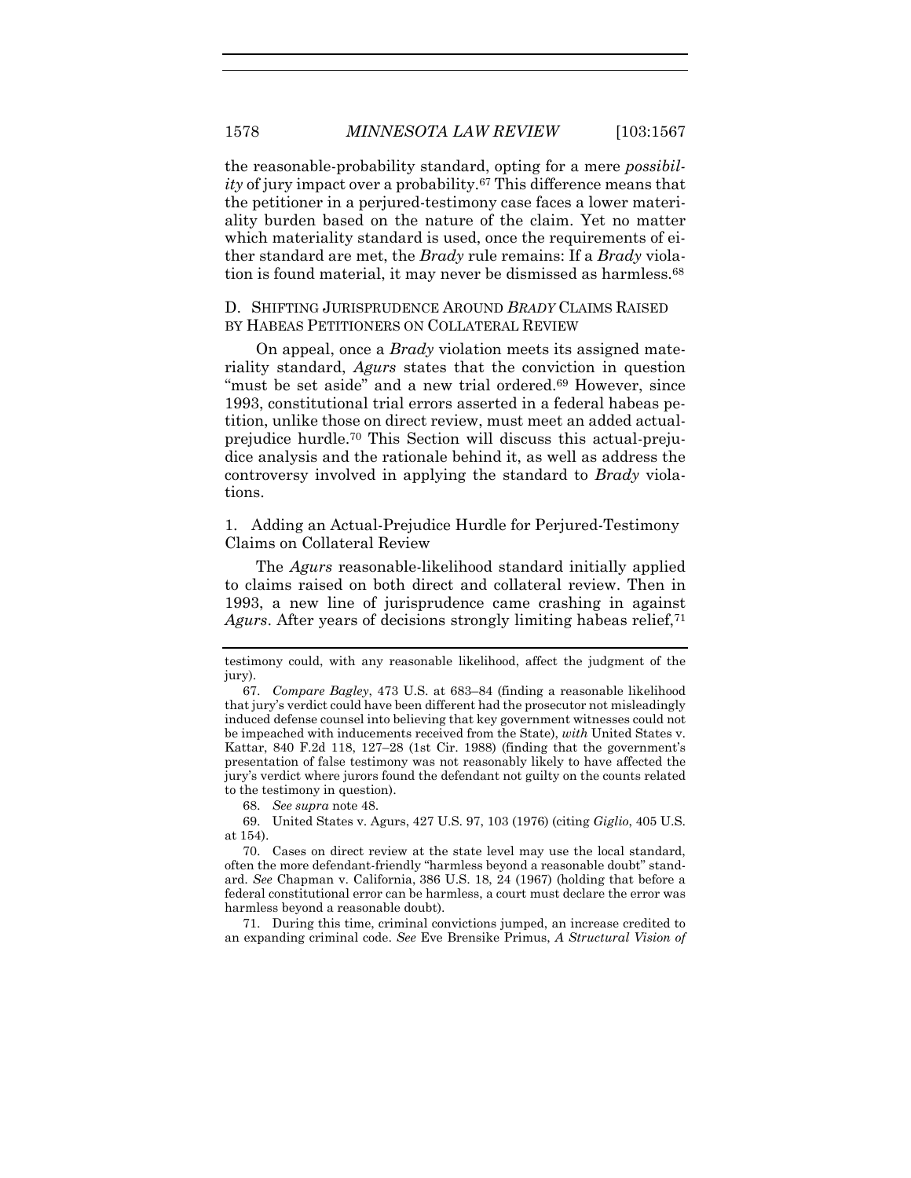the reasonable-probability standard, opting for a mere *possibility* of jury impact over a probability.[67] This difference means that the petitioner in a perjured-testimony case faces a lower materiality burden based on the nature of the claim. Yet no matter which materiality standard is used, once the requirements of either standard are met, the *Brady* rule remains: If a *Brady* violation is found material, it may never be dismissed as harmless.[68]

### D. Shifting Jurisprudence Around *Brady* Claims Raised by Habeas Petitioners on Collateral Review

On appeal, once a *Brady* violation meets its assigned materiality standard, *Agurs* states that the conviction in question "must be set aside" and a new trial ordered.[69] However, since 1993, constitutional trial errors asserted in a federal habeas petition, unlike those on direct review, must meet an added actual-prejudice hurdle.[70] This Section will discuss this actual-prejudice analysis and the rationale behind it, as well as address the controversy involved in applying the standard to *Brady* violations.

#### 1. Adding an Actual-Prejudice Hurdle for Perjured-Testimony Claims on Collateral Review

The *Agurs* reasonable-likelihood standard initially applied to claims raised on both direct and collateral review. Then in 1993, a new line of jurisprudence came crashing in against *Agurs*. After years of decisions strongly limiting habeas relief,[71]

---

testimony could, with any reasonable likelihood, affect the judgment of the jury).

67. *Compare Bagley*, 473 U.S. at 683–84 (finding a reasonable likelihood that jury's verdict could have been different had the prosecutor not misleadingly induced defense counsel into believing that key government witnesses could not be impeached with inducements received from the State), *with* United States v. Kattar, 840 F.2d 118, 127–28 (1st Cir. 1988) (finding that the government's presentation of false testimony was not reasonably likely to have affected the jury's verdict where jurors found the defendant not guilty on the counts related to the testimony in question).

68. *See supra* note 48.

69. United States v. Agurs, 427 U.S. 97, 103 (1976) (citing *Giglio*, 405 U.S. at 154).

70. Cases on direct review at the state level may use the local standard, often the more defendant-friendly "harmless beyond a reasonable doubt" standard. *See* Chapman v. California, 386 U.S. 18, 24 (1967) (holding that before a federal constitutional error can be harmless, a court must declare the error was harmless beyond a reasonable doubt).

71. During this time, criminal convictions jumped, an increase credited to an expanding criminal code. *See* Eve Brensike Primus, *A Structural Vision of*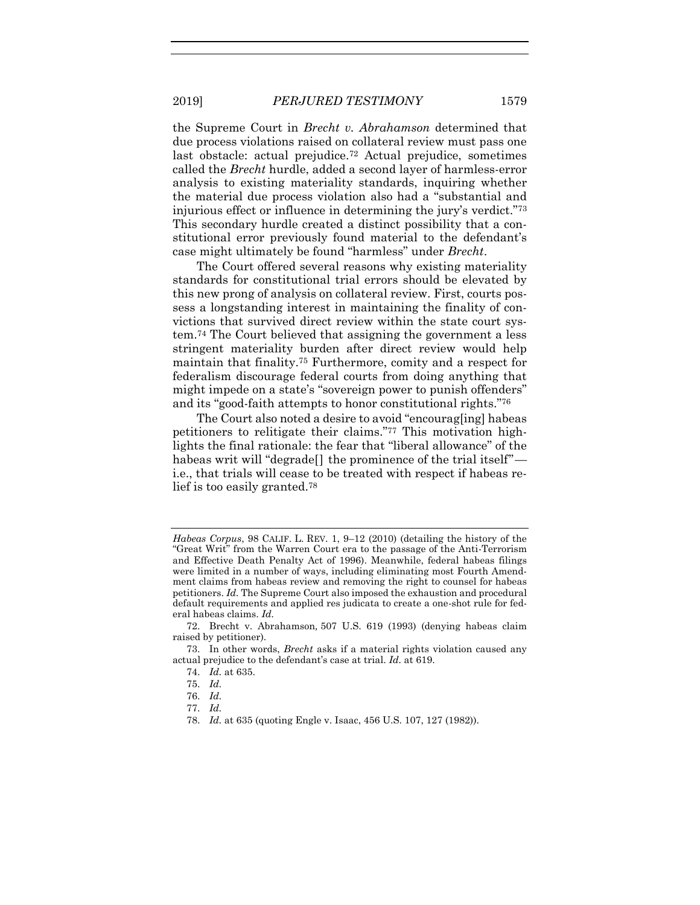the Supreme Court in *Brecht v. Abrahamson* determined that due process violations raised on collateral review must pass one last obstacle: actual prejudice.[72] Actual prejudice, sometimes called the *Brecht* hurdle, added a second layer of harmless-error analysis to existing materiality standards, inquiring whether the material due process violation also had a "substantial and injurious effect or influence in determining the jury's verdict."[73] This secondary hurdle created a distinct possibility that a constitutional error previously found material to the defendant's case might ultimately be found "harmless" under *Brecht*.

The Court offered several reasons why existing materiality standards for constitutional trial errors should be elevated by this new prong of analysis on collateral review. First, courts possess a longstanding interest in maintaining the finality of convictions that survived direct review within the state court system.[74] The Court believed that assigning the government a less stringent materiality burden after direct review would help maintain that finality.[75] Furthermore, comity and a respect for federalism discourage federal courts from doing anything that might impede on a state's "sovereign power to punish offenders" and its "good-faith attempts to honor constitutional rights."[76]

The Court also noted a desire to avoid "encourag[ing] habeas petitioners to relitigate their claims."[77] This motivation highlights the final rationale: the fear that "liberal allowance" of the habeas writ will "degrade[] the prominence of the trial itself"—i.e., that trials will cease to be treated with respect if habeas relief is too easily granted.[78]

---

*Habeas Corpus*, 98 CALIF. L. REV. 1, 9–12 (2010) (detailing the history of the "Great Writ" from the Warren Court era to the passage of the Anti-Terrorism and Effective Death Penalty Act of 1996). Meanwhile, federal habeas filings were limited in a number of ways, including eliminating most Fourth Amendment claims from habeas review and removing the right to counsel for habeas petitioners. *Id.* The Supreme Court also imposed the exhaustion and procedural default requirements and applied res judicata to create a one-shot rule for federal habeas claims. *Id.*

72. Brecht v. Abrahamson, 507 U.S. 619 (1993) (denying habeas claim raised by petitioner).

73. In other words, *Brecht* asks if a material rights violation caused any actual prejudice to the defendant's case at trial. *Id.* at 619.

74. *Id.* at 635.

75. *Id.*

76. *Id.*

77. *Id.*

78. *Id.* at 635 (quoting Engle v. Isaac, 456 U.S. 107, 127 (1982)).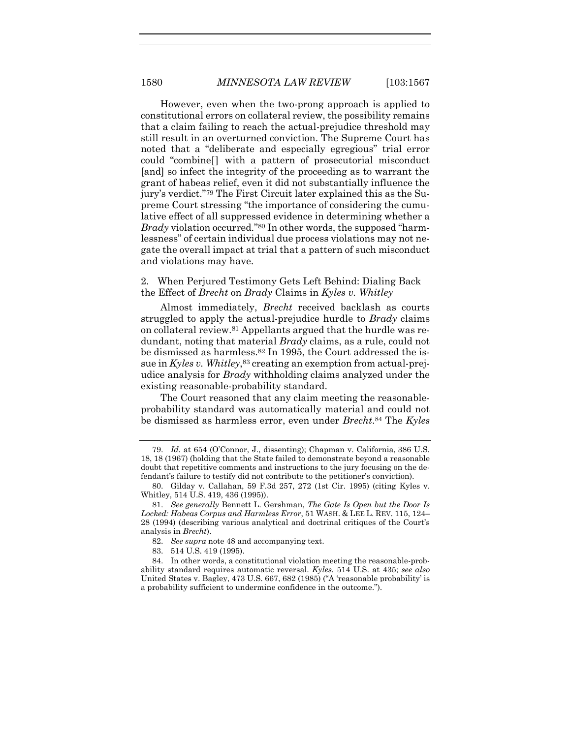However, even when the two-prong approach is applied to constitutional errors on collateral review, the possibility remains that a claim failing to reach the actual-prejudice threshold may still result in an overturned conviction. The Supreme Court has noted that a "deliberate and especially egregious" trial error could "combine[] with a pattern of prosecutorial misconduct [and] so infect the integrity of the proceeding as to warrant the grant of habeas relief, even it did not substantially influence the jury's verdict."[79] The First Circuit later explained this as the Supreme Court stressing "the importance of considering the cumulative effect of all suppressed evidence in determining whether a *Brady* violation occurred."[80] In other words, the supposed "harmlessness" of certain individual due process violations may not negate the overall impact at trial that a pattern of such misconduct and violations may have.

### 2. When Perjured Testimony Gets Left Behind: Dialing Back the Effect of *Brecht* on *Brady* Claims in *Kyles v. Whitley*

Almost immediately, *Brecht* received backlash as courts struggled to apply the actual-prejudice hurdle to *Brady* claims on collateral review.[81] Appellants argued that the hurdle was redundant, noting that material *Brady* claims, as a rule, could not be dismissed as harmless.[82] In 1995, the Court addressed the issue in *Kyles v. Whitley*,[83] creating an exemption from actual-prejudice analysis for *Brady* withholding claims analyzed under the existing reasonable-probability standard.

The Court reasoned that any claim meeting the reasonable-probability standard was automatically material and could not be dismissed as harmless error, even under *Brecht*.[84] The *Kyles*

---

79. *Id.* at 654 (O'Connor, J., dissenting); Chapman v. California, 386 U.S. 18, 18 (1967) (holding that the State failed to demonstrate beyond a reasonable doubt that repetitive comments and instructions to the jury focusing on the defendant's failure to testify did not contribute to the petitioner's conviction).

80. Gilday v. Callahan, 59 F.3d 257, 272 (1st Cir. 1995) (citing Kyles v. Whitley, 514 U.S. 419, 436 (1995)).

81. *See generally* Bennett L. Gershman, *The Gate Is Open but the Door Is Locked: Habeas Corpus and Harmless Error*, 51 WASH. & LEE L. REV. 115, 124–28 (1994) (describing various analytical and doctrinal critiques of the Court's analysis in *Brecht*).

82. *See supra* note 48 and accompanying text.

83. 514 U.S. 419 (1995).

84. In other words, a constitutional violation meeting the reasonable-probability standard requires automatic reversal. *Kyles*, 514 U.S. at 435; *see also* United States v. Bagley, 473 U.S. 667, 682 (1985) ("A 'reasonable probability' is a probability sufficient to undermine confidence in the outcome.").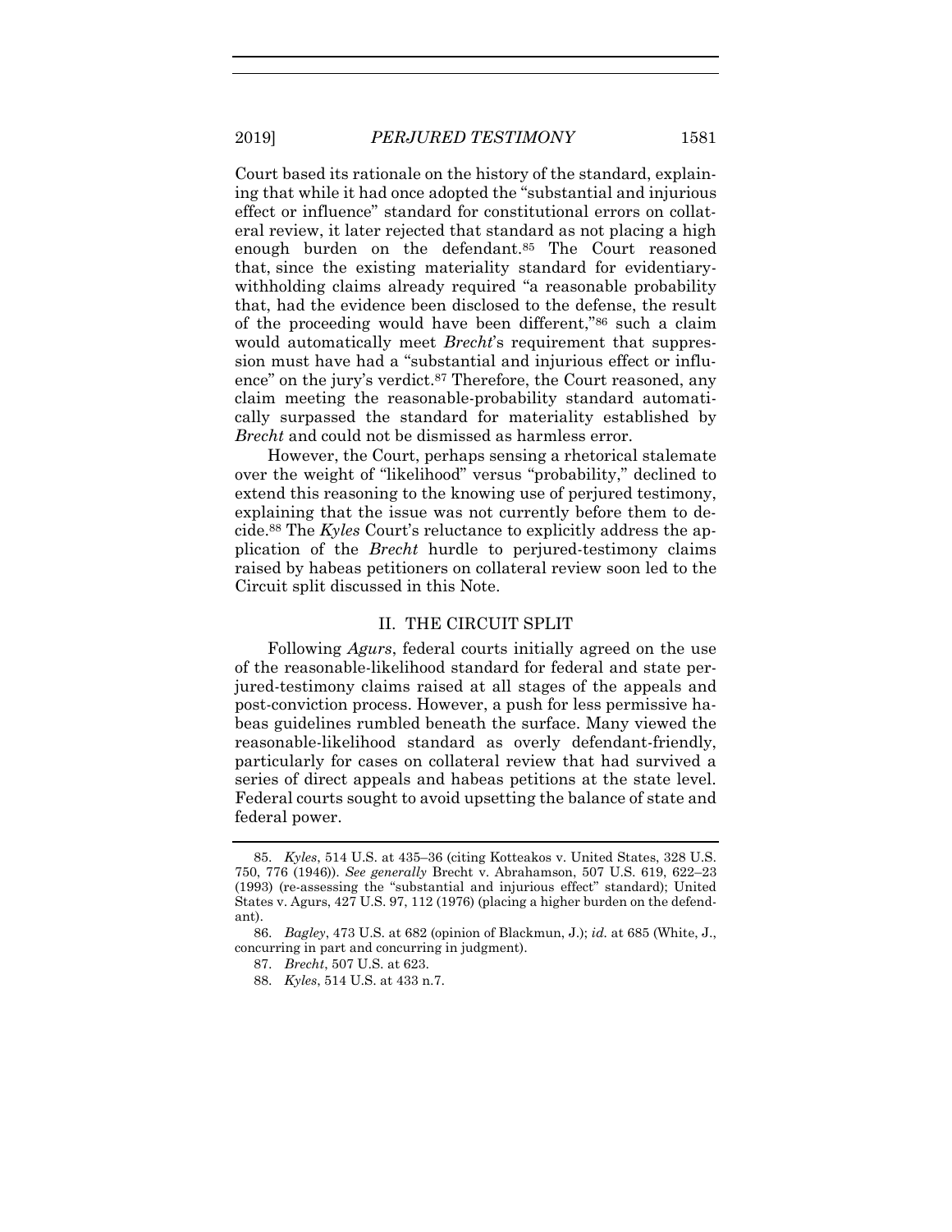Court based its rationale on the history of the standard, explaining that while it had once adopted the "substantial and injurious effect or influence" standard for constitutional errors on collateral review, it later rejected that standard as not placing a high enough burden on the defendant.[85] The Court reasoned that, since the existing materiality standard for evidentiary-withholding claims already required "a reasonable probability that, had the evidence been disclosed to the defense, the result of the proceeding would have been different,"[86] such a claim would automatically meet *Brecht*'s requirement that suppression must have had a "substantial and injurious effect or influence" on the jury's verdict.[87] Therefore, the Court reasoned, any claim meeting the reasonable-probability standard automatically surpassed the standard for materiality established by *Brecht* and could not be dismissed as harmless error.

However, the Court, perhaps sensing a rhetorical stalemate over the weight of "likelihood" versus "probability," declined to extend this reasoning to the knowing use of perjured testimony, explaining that the issue was not currently before them to decide.[88] The *Kyles* Court's reluctance to explicitly address the application of the *Brecht* hurdle to perjured-testimony claims raised by habeas petitioners on collateral review soon led to the Circuit split discussed in this Note.

## II. THE CIRCUIT SPLIT

Following *Agurs*, federal courts initially agreed on the use of the reasonable-likelihood standard for federal and state perjured-testimony claims raised at all stages of the appeals and post-conviction process. However, a push for less permissive habeas guidelines rumbled beneath the surface. Many viewed the reasonable-likelihood standard as overly defendant-friendly, particularly for cases on collateral review that had survived a series of direct appeals and habeas petitions at the state level. Federal courts sought to avoid upsetting the balance of state and federal power.

---

85. *Kyles*, 514 U.S. at 435–36 (citing Kotteakos v. United States, 328 U.S. 750, 776 (1946)). *See generally* Brecht v. Abrahamson, 507 U.S. 619, 622–23 (1993) (re-assessing the "substantial and injurious effect" standard); United States v. Agurs, 427 U.S. 97, 112 (1976) (placing a higher burden on the defendant).

86. *Bagley*, 473 U.S. at 682 (opinion of Blackmun, J.); *id.* at 685 (White, J., concurring in part and concurring in judgment).

87. *Brecht*, 507 U.S. at 623.

88. *Kyles*, 514 U.S. at 433 n.7.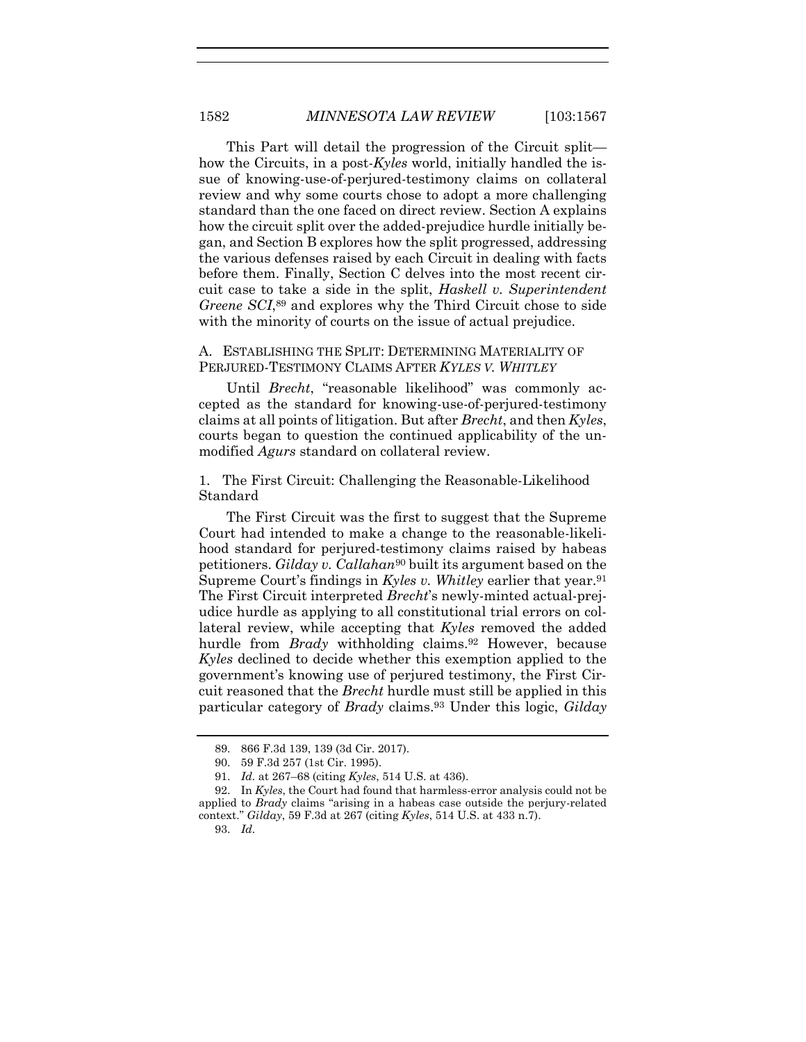This Part will detail the progression of the Circuit split—how the Circuits, in a post-*Kyles* world, initially handled the issue of knowing-use-of-perjured-testimony claims on collateral review and why some courts chose to adopt a more challenging standard than the one faced on direct review. Section A explains how the circuit split over the added-prejudice hurdle initially began, and Section B explores how the split progressed, addressing the various defenses raised by each Circuit in dealing with facts before them. Finally, Section C delves into the most recent circuit case to take a side in the split, *Haskell v. Superintendent Greene SCI*,[89] and explores why the Third Circuit chose to side with the minority of courts on the issue of actual prejudice.

### A. Establishing the Split: Determining Materiality of Perjured-Testimony Claims After *Kyles v. Whitley*

Until *Brecht*, "reasonable likelihood" was commonly accepted as the standard for knowing-use-of-perjured-testimony claims at all points of litigation. But after *Brecht*, and then *Kyles*, courts began to question the continued applicability of the unmodified *Agurs* standard on collateral review.

#### 1. The First Circuit: Challenging the Reasonable-Likelihood Standard

The First Circuit was the first to suggest that the Supreme Court had intended to make a change to the reasonable-likelihood standard for perjured-testimony claims raised by habeas petitioners. *Gilday v. Callahan*[90] built its argument based on the Supreme Court's findings in *Kyles v. Whitley* earlier that year.[91] The First Circuit interpreted *Brecht*'s newly-minted actual-prejudice hurdle as applying to all constitutional trial errors on collateral review, while accepting that *Kyles* removed the added hurdle from *Brady* withholding claims.[92] However, because *Kyles* declined to decide whether this exemption applied to the government's knowing use of perjured testimony, the First Circuit reasoned that the *Brecht* hurdle must still be applied in this particular category of *Brady* claims.[93] Under this logic, *Gilday*

---

89. 866 F.3d 139, 139 (3d Cir. 2017).

90. 59 F.3d 257 (1st Cir. 1995).

91. *Id.* at 267–68 (citing *Kyles*, 514 U.S. at 436).

92. In *Kyles*, the Court had found that harmless-error analysis could not be applied to *Brady* claims "arising in a habeas case outside the perjury-related context." *Gilday*, 59 F.3d at 267 (citing *Kyles*, 514 U.S. at 433 n.7).

93. *Id.*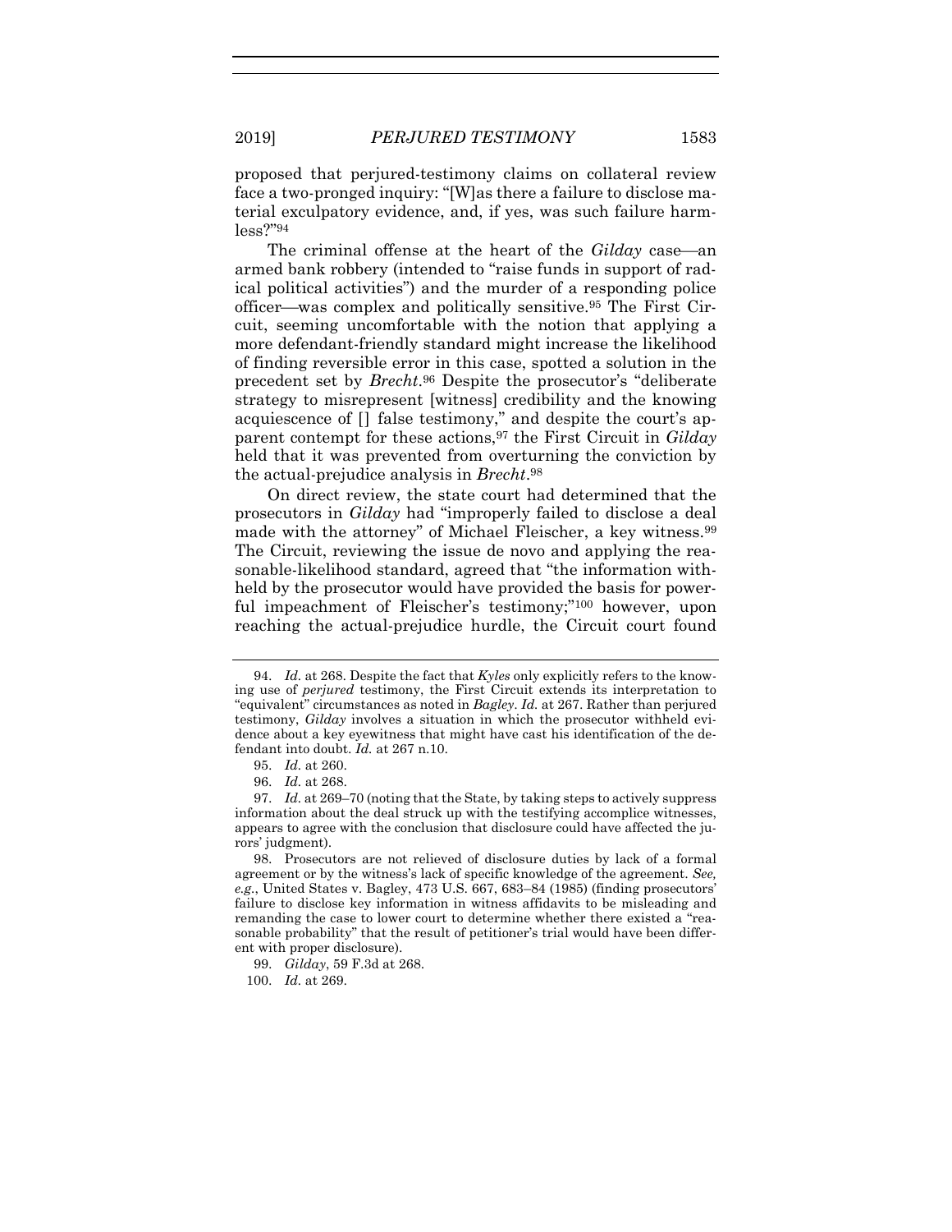proposed that perjured-testimony claims on collateral review face a two-pronged inquiry: "[W]as there a failure to disclose material exculpatory evidence, and, if yes, was such failure harmless?"[94]

The criminal offense at the heart of the *Gilday* case—an armed bank robbery (intended to "raise funds in support of radical political activities") and the murder of a responding police officer—was complex and politically sensitive.[95] The First Circuit, seeming uncomfortable with the notion that applying a more defendant-friendly standard might increase the likelihood of finding reversible error in this case, spotted a solution in the precedent set by *Brecht*.[96] Despite the prosecutor's "deliberate strategy to misrepresent [witness] credibility and the knowing acquiescence of [] false testimony," and despite the court's apparent contempt for these actions,[97] the First Circuit in *Gilday* held that it was prevented from overturning the conviction by the actual-prejudice analysis in *Brecht*.[98]

On direct review, the state court had determined that the prosecutors in *Gilday* had "improperly failed to disclose a deal made with the attorney" of Michael Fleischer, a key witness.[99] The Circuit, reviewing the issue de novo and applying the reasonable-likelihood standard, agreed that "the information withheld by the prosecutor would have provided the basis for powerful impeachment of Fleischer's testimony;"[100] however, upon reaching the actual-prejudice hurdle, the Circuit court found

---

94. *Id.* at 268. Despite the fact that *Kyles* only explicitly refers to the knowing use of *perjured* testimony, the First Circuit extends its interpretation to "equivalent" circumstances as noted in *Bagley*. *Id.* at 267. Rather than perjured testimony, *Gilday* involves a situation in which the prosecutor withheld evidence about a key eyewitness that might have cast his identification of the defendant into doubt. *Id.* at 267 n.10.

95. *Id.* at 260.

96. *Id.* at 268.

97. *Id.* at 269–70 (noting that the State, by taking steps to actively suppress information about the deal struck up with the testifying accomplice witnesses, appears to agree with the conclusion that disclosure could have affected the jurors' judgment).

98. Prosecutors are not relieved of disclosure duties by lack of a formal agreement or by the witness's lack of specific knowledge of the agreement. *See, e.g.*, United States v. Bagley, 473 U.S. 667, 683–84 (1985) (finding prosecutors' failure to disclose key information in witness affidavits to be misleading and remanding the case to lower court to determine whether there existed a "reasonable probability" that the result of petitioner's trial would have been different with proper disclosure).

99. *Gilday*, 59 F.3d at 268.

100. *Id.* at 269.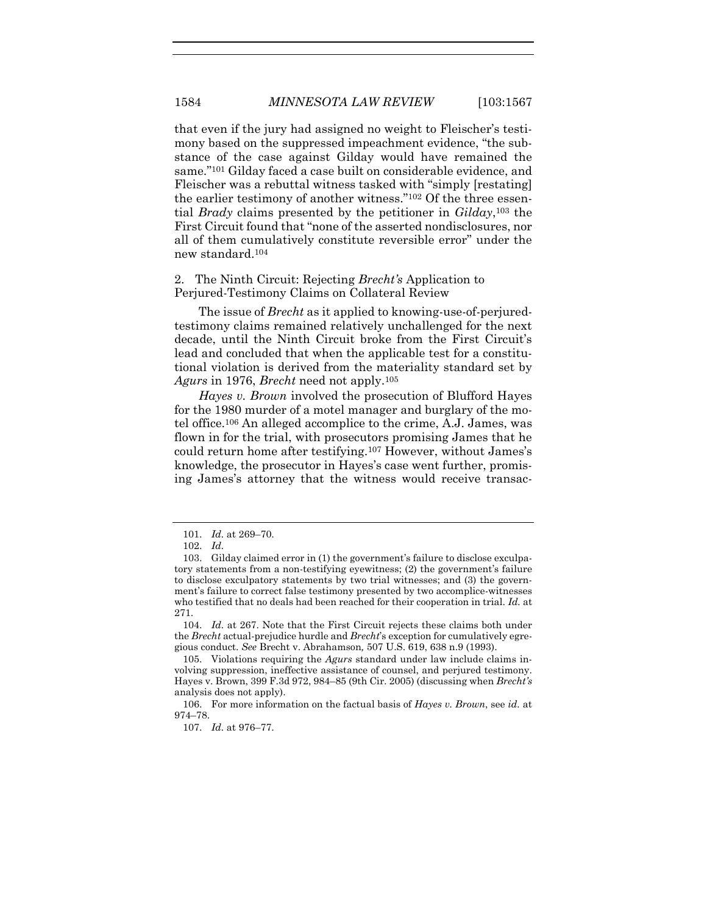that even if the jury had assigned no weight to Fleischer's testimony based on the suppressed impeachment evidence, "the substance of the case against Gilday would have remained the same."[101] Gilday faced a case built on considerable evidence, and Fleischer was a rebuttal witness tasked with "simply [restating] the earlier testimony of another witness."[102] Of the three essential *Brady* claims presented by the petitioner in *Gilday*,[103] the First Circuit found that "none of the asserted nondisclosures, nor all of them cumulatively constitute reversible error" under the new standard.[104]

### 2. The Ninth Circuit: Rejecting *Brecht's* Application to Perjured-Testimony Claims on Collateral Review

The issue of *Brecht* as it applied to knowing-use-of-perjured-testimony claims remained relatively unchallenged for the next decade, until the Ninth Circuit broke from the First Circuit's lead and concluded that when the applicable test for a constitutional violation is derived from the materiality standard set by *Agurs* in 1976, *Brecht* need not apply.[105]

*Hayes v. Brown* involved the prosecution of Blufford Hayes for the 1980 murder of a motel manager and burglary of the motel office.[106] An alleged accomplice to the crime, A.J. James, was flown in for the trial, with prosecutors promising James that he could return home after testifying.[107] However, without James's knowledge, the prosecutor in Hayes's case went further, promising James's attorney that the witness would receive transac-

---

101. *Id.* at 269–70.

102. *Id.*

103. Gilday claimed error in (1) the government's failure to disclose exculpatory statements from a non-testifying eyewitness; (2) the government's failure to disclose exculpatory statements by two trial witnesses; and (3) the government's failure to correct false testimony presented by two accomplice-witnesses who testified that no deals had been reached for their cooperation in trial. *Id.* at 271.

104. *Id.* at 267. Note that the First Circuit rejects these claims both under the *Brecht* actual-prejudice hurdle and *Brecht*'s exception for cumulatively egregious conduct. *See* Brecht v. Abrahamson*,* 507 U.S. 619, 638 n.9 (1993).

105. Violations requiring the *Agurs* standard under law include claims involving suppression, ineffective assistance of counsel, and perjured testimony. Hayes v. Brown, 399 F.3d 972, 984–85 (9th Cir. 2005) (discussing when *Brecht's* analysis does not apply).

106. For more information on the factual basis of *Hayes v. Brown*, see *id.* at 974–78.

107. *Id.* at 976–77.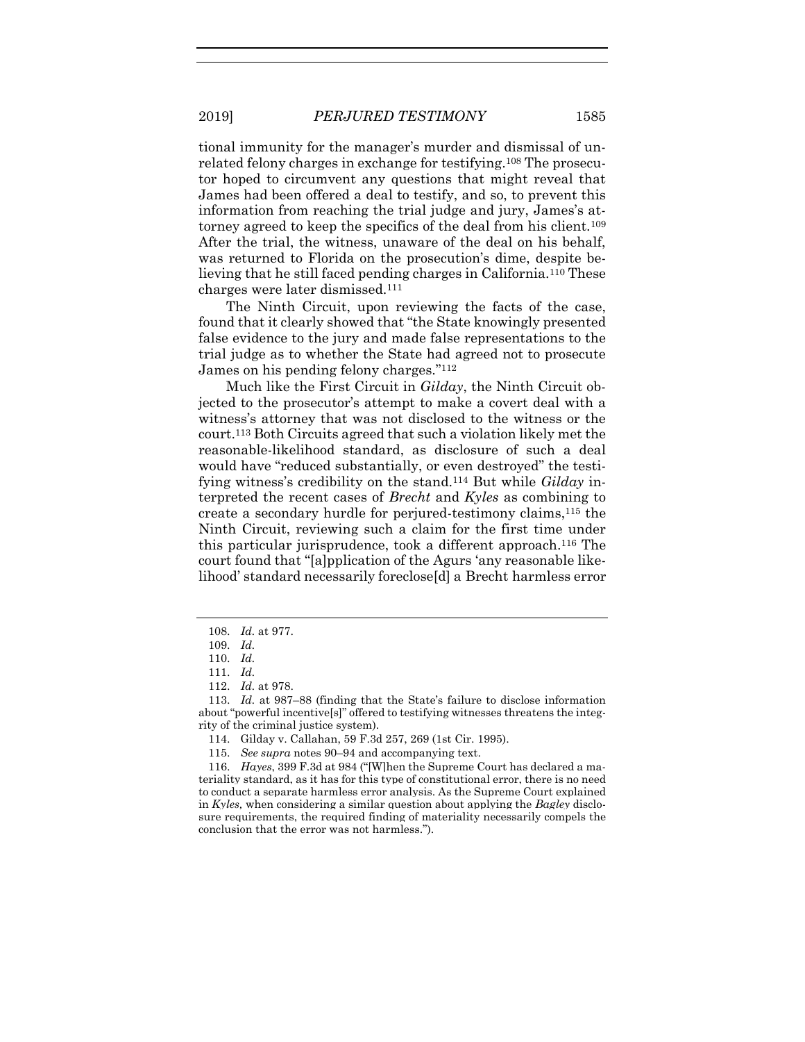tional immunity for the manager's murder and dismissal of unrelated felony charges in exchange for testifying.[108] The prosecutor hoped to circumvent any questions that might reveal that James had been offered a deal to testify, and so, to prevent this information from reaching the trial judge and jury, James's attorney agreed to keep the specifics of the deal from his client.[109] After the trial, the witness, unaware of the deal on his behalf, was returned to Florida on the prosecution's dime, despite believing that he still faced pending charges in California.[110] These charges were later dismissed.[111]

The Ninth Circuit, upon reviewing the facts of the case, found that it clearly showed that "the State knowingly presented false evidence to the jury and made false representations to the trial judge as to whether the State had agreed not to prosecute James on his pending felony charges."[112]

Much like the First Circuit in *Gilday*, the Ninth Circuit objected to the prosecutor's attempt to make a covert deal with a witness's attorney that was not disclosed to the witness or the court.[113] Both Circuits agreed that such a violation likely met the reasonable-likelihood standard, as disclosure of such a deal would have "reduced substantially, or even destroyed" the testifying witness's credibility on the stand.[114] But while *Gilday* interpreted the recent cases of *Brecht* and *Kyles* as combining to create a secondary hurdle for perjured-testimony claims,[115] the Ninth Circuit, reviewing such a claim for the first time under this particular jurisprudence, took a different approach.[116] The court found that "[a]pplication of the Agurs 'any reasonable likelihood' standard necessarily foreclose[d] a Brecht harmless error

---

108. *Id.* at 977.

109. *Id.*

110. *Id.*

111. *Id.*

112. *Id.* at 978.

113. *Id.* at 987–88 (finding that the State's failure to disclose information about "powerful incentive[s]" offered to testifying witnesses threatens the integrity of the criminal justice system).

114. Gilday v. Callahan, 59 F.3d 257, 269 (1st Cir. 1995).

115. *See supra* notes 90–94 and accompanying text.

116. *Hayes*, 399 F.3d at 984 ("[W]hen the Supreme Court has declared a materiality standard, as it has for this type of constitutional error, there is no need to conduct a separate harmless error analysis. As the Supreme Court explained in *Kyles,* when considering a similar question about applying the *Bagley* disclosure requirements, the required finding of materiality necessarily compels the conclusion that the error was not harmless.").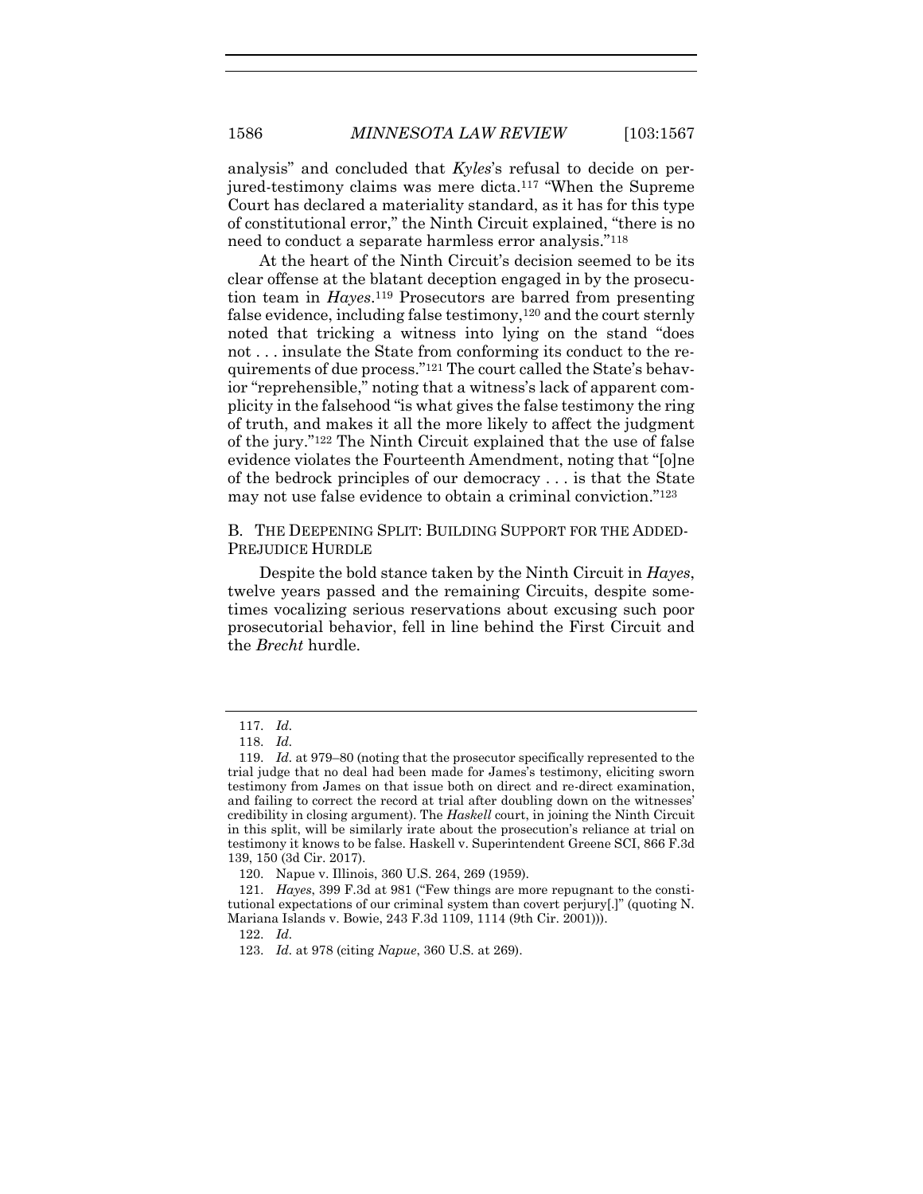analysis" and concluded that *Kyles*'s refusal to decide on perjured-testimony claims was mere dicta.[117] "When the Supreme Court has declared a materiality standard, as it has for this type of constitutional error," the Ninth Circuit explained, "there is no need to conduct a separate harmless error analysis."[118]

At the heart of the Ninth Circuit's decision seemed to be its clear offense at the blatant deception engaged in by the prosecution team in *Hayes*.[119] Prosecutors are barred from presenting false evidence, including false testimony,[120] and the court sternly noted that tricking a witness into lying on the stand "does not . . . insulate the State from conforming its conduct to the requirements of due process."[121] The court called the State's behavior "reprehensible," noting that a witness's lack of apparent complicity in the falsehood "is what gives the false testimony the ring of truth, and makes it all the more likely to affect the judgment of the jury."[122] The Ninth Circuit explained that the use of false evidence violates the Fourteenth Amendment, noting that "[o]ne of the bedrock principles of our democracy . . . is that the State may not use false evidence to obtain a criminal conviction."[123]

### B. The Deepening Split: Building Support for the Added-Prejudice Hurdle

Despite the bold stance taken by the Ninth Circuit in *Hayes*, twelve years passed and the remaining Circuits, despite sometimes vocalizing serious reservations about excusing such poor prosecutorial behavior, fell in line behind the First Circuit and the *Brecht* hurdle.

---

117. *Id.*

118. *Id.*

119. *Id.* at 979–80 (noting that the prosecutor specifically represented to the trial judge that no deal had been made for James's testimony, eliciting sworn testimony from James on that issue both on direct and re-direct examination, and failing to correct the record at trial after doubling down on the witnesses' credibility in closing argument). The *Haskell* court, in joining the Ninth Circuit in this split, will be similarly irate about the prosecution's reliance at trial on testimony it knows to be false. Haskell v. Superintendent Greene SCI, 866 F.3d 139, 150 (3d Cir. 2017).

120. Napue v. Illinois, 360 U.S. 264, 269 (1959).

121. *Hayes*, 399 F.3d at 981 ("Few things are more repugnant to the constitutional expectations of our criminal system than covert perjury[.]" (quoting N. Mariana Islands v. Bowie, 243 F.3d 1109, 1114 (9th Cir. 2001))).

122. *Id.*

123. *Id.* at 978 (citing *Napue*, 360 U.S. at 269).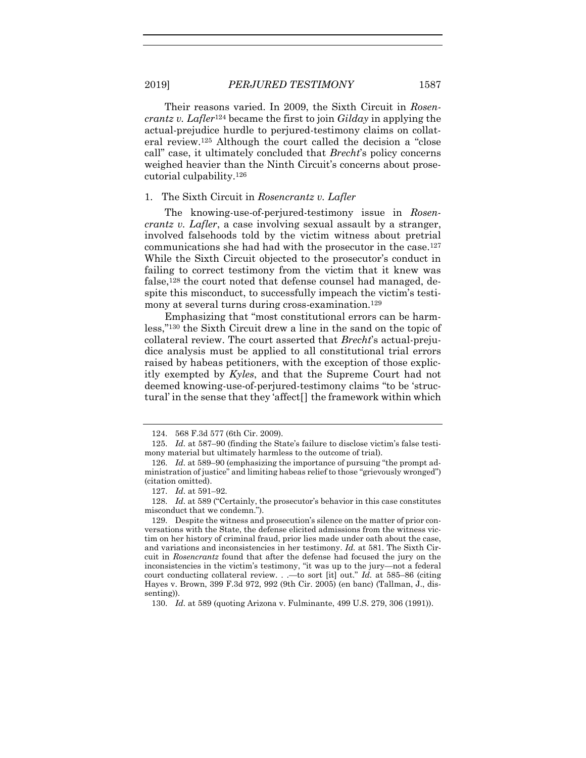Their reasons varied. In 2009, the Sixth Circuit in *Rosencrantz v. Lafler*[124] became the first to join *Gilday* in applying the actual-prejudice hurdle to perjured-testimony claims on collateral review.[125] Although the court called the decision a "close call" case, it ultimately concluded that *Brecht*'s policy concerns weighed heavier than the Ninth Circuit's concerns about prosecutorial culpability.[126]

### 1. The Sixth Circuit in *Rosencrantz v. Lafler*

The knowing-use-of-perjured-testimony issue in *Rosencrantz v. Lafler*, a case involving sexual assault by a stranger, involved falsehoods told by the victim witness about pretrial communications she had had with the prosecutor in the case.[127] While the Sixth Circuit objected to the prosecutor's conduct in failing to correct testimony from the victim that it knew was false,[128] the court noted that defense counsel had managed, despite this misconduct, to successfully impeach the victim's testimony at several turns during cross-examination.[129]

Emphasizing that "most constitutional errors can be harmless,"[130] the Sixth Circuit drew a line in the sand on the topic of collateral review. The court asserted that *Brecht*'s actual-prejudice analysis must be applied to all constitutional trial errors raised by habeas petitioners, with the exception of those explicitly exempted by *Kyles*, and that the Supreme Court had not deemed knowing-use-of-perjured-testimony claims "to be 'structural' in the sense that they 'affect[] the framework within which

---

124. 568 F.3d 577 (6th Cir. 2009).

125. *Id.* at 587–90 (finding the State's failure to disclose victim's false testimony material but ultimately harmless to the outcome of trial).

126. *Id.* at 589–90 (emphasizing the importance of pursuing "the prompt administration of justice" and limiting habeas relief to those "grievously wronged") (citation omitted).

127. *Id.* at 591–92.

128. *Id.* at 589 ("Certainly, the prosecutor's behavior in this case constitutes misconduct that we condemn.").

129. Despite the witness and prosecution's silence on the matter of prior conversations with the State, the defense elicited admissions from the witness victim on her history of criminal fraud, prior lies made under oath about the case, and variations and inconsistencies in her testimony. *Id.* at 581. The Sixth Circuit in *Rosencrantz* found that after the defense had focused the jury on the inconsistencies in the victim's testimony, "it was up to the jury—not a federal court conducting collateral review. . .—to sort [it] out." *Id.* at 585–86 (citing Hayes v. Brown, 399 F.3d 972, 992 (9th Cir. 2005) (en banc) (Tallman, J., dissenting)).

130. *Id.* at 589 (quoting Arizona v. Fulminante, 499 U.S. 279, 306 (1991)).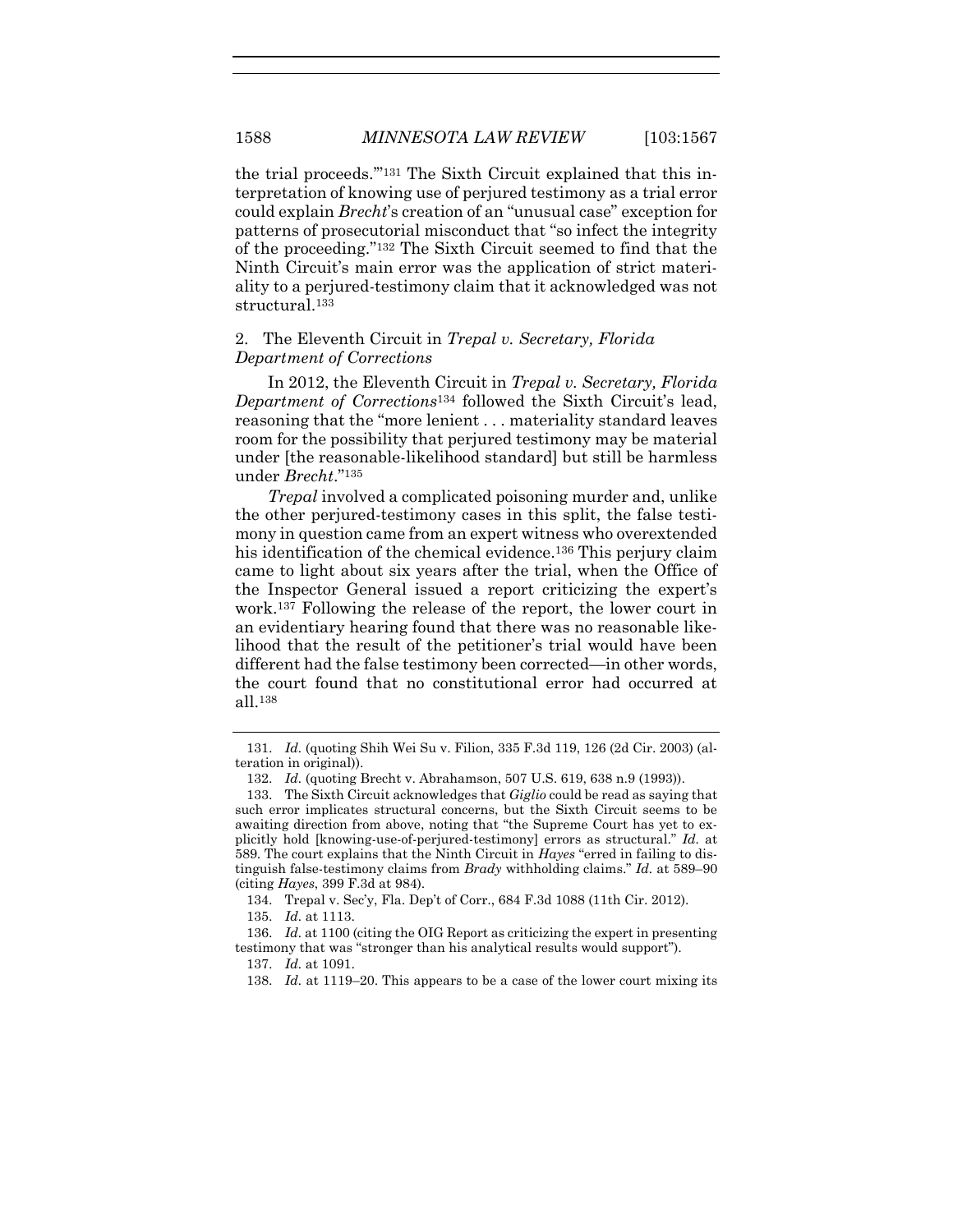the trial proceeds.'"[131] The Sixth Circuit explained that this interpretation of knowing use of perjured testimony as a trial error could explain *Brecht*'s creation of an "unusual case" exception for patterns of prosecutorial misconduct that "so infect the integrity of the proceeding."[132] The Sixth Circuit seemed to find that the Ninth Circuit's main error was the application of strict materiality to a perjured-testimony claim that it acknowledged was not structural.[133]

### 2. The Eleventh Circuit in *Trepal v. Secretary, Florida Department of Corrections*

In 2012, the Eleventh Circuit in *Trepal v. Secretary, Florida Department of Corrections*[134] followed the Sixth Circuit's lead, reasoning that the "more lenient . . . materiality standard leaves room for the possibility that perjured testimony may be material under [the reasonable-likelihood standard] but still be harmless under *Brecht*."[135]

*Trepal* involved a complicated poisoning murder and, unlike the other perjured-testimony cases in this split, the false testimony in question came from an expert witness who overextended his identification of the chemical evidence.[136] This perjury claim came to light about six years after the trial, when the Office of the Inspector General issued a report criticizing the expert's work.[137] Following the release of the report, the lower court in an evidentiary hearing found that there was no reasonable likelihood that the result of the petitioner's trial would have been different had the false testimony been corrected—in other words, the court found that no constitutional error had occurred at all.[138]

---

131. *Id.* (quoting Shih Wei Su v. Filion, 335 F.3d 119, 126 (2d Cir. 2003) (alteration in original)).

132. *Id.* (quoting Brecht v. Abrahamson, 507 U.S. 619, 638 n.9 (1993)).

133. The Sixth Circuit acknowledges that *Giglio* could be read as saying that such error implicates structural concerns, but the Sixth Circuit seems to be awaiting direction from above, noting that "the Supreme Court has yet to explicitly hold [knowing-use-of-perjured-testimony] errors as structural." *Id.* at 589. The court explains that the Ninth Circuit in *Hayes* "erred in failing to distinguish false-testimony claims from *Brady* withholding claims." *Id.* at 589–90 (citing *Hayes*, 399 F.3d at 984).

134. Trepal v. Sec'y, Fla. Dep't of Corr., 684 F.3d 1088 (11th Cir. 2012).

135. *Id.* at 1113.

136. *Id.* at 1100 (citing the OIG Report as criticizing the expert in presenting testimony that was "stronger than his analytical results would support").

137. *Id.* at 1091.

138. *Id.* at 1119–20. This appears to be a case of the lower court mixing its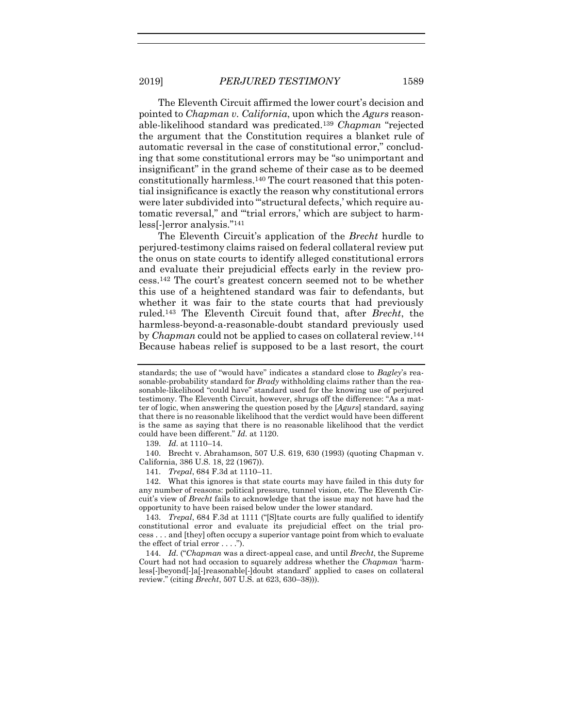The Eleventh Circuit affirmed the lower court's decision and pointed to *Chapman v. California*, upon which the *Agurs* reasonable-likelihood standard was predicated.[139] *Chapman* "rejected the argument that the Constitution requires a blanket rule of automatic reversal in the case of constitutional error," concluding that some constitutional errors may be "so unimportant and insignificant" in the grand scheme of their case as to be deemed constitutionally harmless.[140] The court reasoned that this potential insignificance is exactly the reason why constitutional errors were later subdivided into "'structural defects,' which require automatic reversal," and "'trial errors,' which are subject to harmless[-]error analysis."[141]

The Eleventh Circuit's application of the *Brecht* hurdle to perjured-testimony claims raised on federal collateral review put the onus on state courts to identify alleged constitutional errors and evaluate their prejudicial effects early in the review process.[142] The court's greatest concern seemed not to be whether this use of a heightened standard was fair to defendants, but whether it was fair to the state courts that had previously ruled.[143] The Eleventh Circuit found that, after *Brecht*, the harmless-beyond-a-reasonable-doubt standard previously used by *Chapman* could not be applied to cases on collateral review.[144] Because habeas relief is supposed to be a last resort, the court

---

standards; the use of "would have" indicates a standard close to *Bagley*'s reasonable-probability standard for *Brady* withholding claims rather than the reasonable-likelihood "could have" standard used for the knowing use of perjured testimony. The Eleventh Circuit, however, shrugs off the difference: "As a matter of logic, when answering the question posed by the [*Agurs*] standard, saying that there is no reasonable likelihood that the verdict would have been different is the same as saying that there is no reasonable likelihood that the verdict could have been different." *Id.* at 1120.

139. *Id.* at 1110–14.

140. Brecht v. Abrahamson, 507 U.S. 619, 630 (1993) (quoting Chapman v. California, 386 U.S. 18, 22 (1967)).

141. *Trepal*, 684 F.3d at 1110–11.

142. What this ignores is that state courts may have failed in this duty for any number of reasons: political pressure, tunnel vision, etc. The Eleventh Circuit's view of *Brecht* fails to acknowledge that the issue may not have had the opportunity to have been raised below under the lower standard.

143. *Trepal*, 684 F.3d at 1111 ("[S]tate courts are fully qualified to identify constitutional error and evaluate its prejudicial effect on the trial process . . . and [they] often occupy a superior vantage point from which to evaluate the effect of trial error . . . .").

144. *Id.* ("*Chapman* was a direct-appeal case, and until *Brecht*, the Supreme Court had not had occasion to squarely address whether the *Chapman* 'harmless[-]beyond[-]a[-]reasonable[-]doubt standard' applied to cases on collateral review." (citing *Brecht*, 507 U.S. at 623, 630–38))).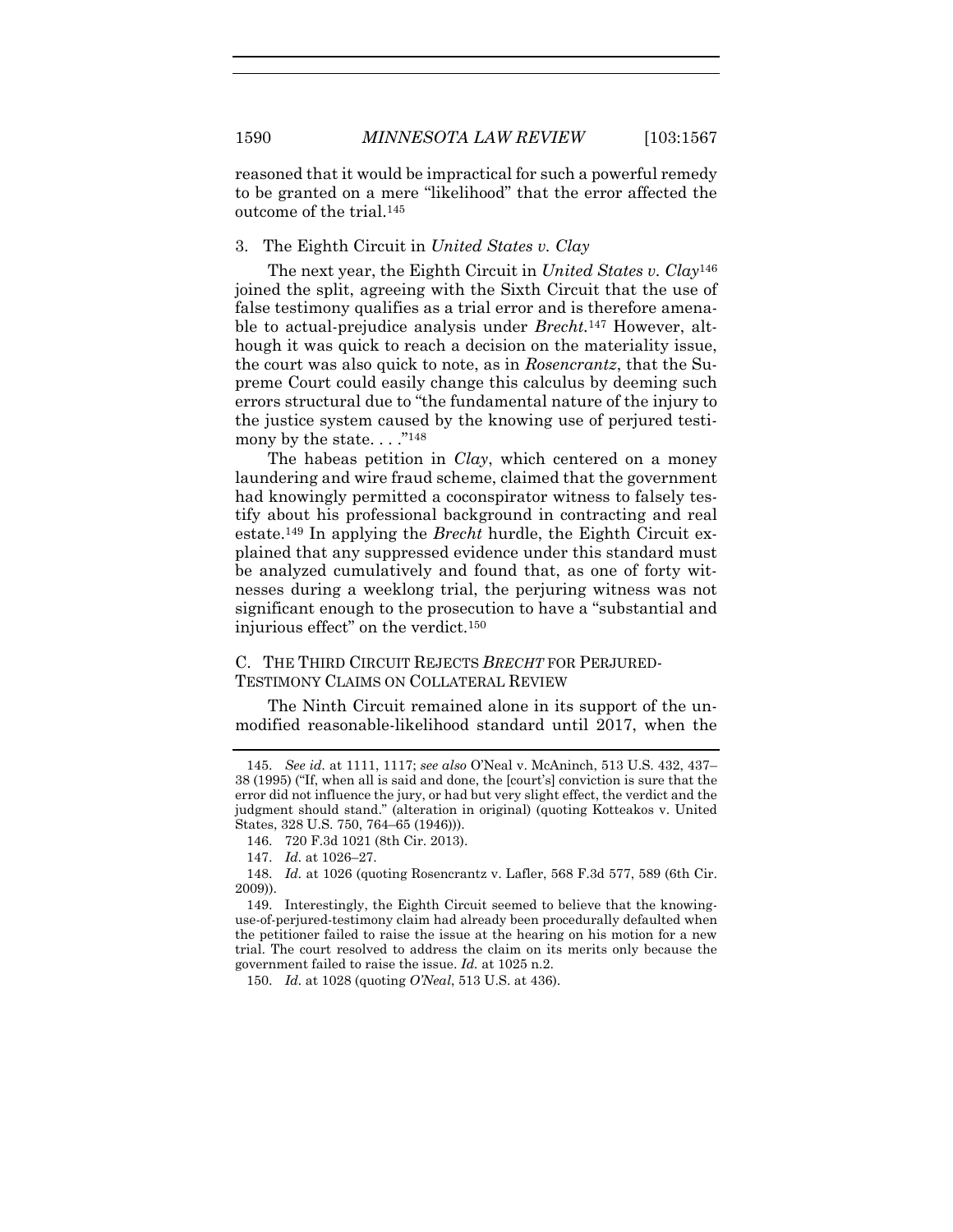reasoned that it would be impractical for such a powerful remedy to be granted on a mere "likelihood" that the error affected the outcome of the trial.[145]

### 3. The Eighth Circuit in *United States v. Clay*

The next year, the Eighth Circuit in *United States v. Clay*[146] joined the split, agreeing with the Sixth Circuit that the use of false testimony qualifies as a trial error and is therefore amenable to actual-prejudice analysis under *Brecht*.[147] However, although it was quick to reach a decision on the materiality issue, the court was also quick to note, as in *Rosencrantz*, that the Supreme Court could easily change this calculus by deeming such errors structural due to "the fundamental nature of the injury to the justice system caused by the knowing use of perjured testimony by the state. . . ."[148]

The habeas petition in *Clay*, which centered on a money laundering and wire fraud scheme, claimed that the government had knowingly permitted a coconspirator witness to falsely testify about his professional background in contracting and real estate.[149] In applying the *Brecht* hurdle, the Eighth Circuit explained that any suppressed evidence under this standard must be analyzed cumulatively and found that, as one of forty witnesses during a weeklong trial, the perjuring witness was not significant enough to the prosecution to have a "substantial and injurious effect" on the verdict.[150]

## C. The Third Circuit Rejects *Brecht* for Perjured-Testimony Claims on Collateral Review

The Ninth Circuit remained alone in its support of the unmodified reasonable-likelihood standard until 2017, when the

---

145. *See id.* at 1111, 1117; *see also* O'Neal v. McAninch, 513 U.S. 432, 437–38 (1995) ("If, when all is said and done, the [court's] conviction is sure that the error did not influence the jury, or had but very slight effect, the verdict and the judgment should stand." (alteration in original) (quoting Kotteakos v. United States, 328 U.S. 750, 764–65 (1946))).

146. 720 F.3d 1021 (8th Cir. 2013).

147. *Id.* at 1026–27.

148. *Id.* at 1026 (quoting Rosencrantz v. Lafler, 568 F.3d 577, 589 (6th Cir. 2009)).

149. Interestingly, the Eighth Circuit seemed to believe that the knowing-use-of-perjured-testimony claim had already been procedurally defaulted when the petitioner failed to raise the issue at the hearing on his motion for a new trial. The court resolved to address the claim on its merits only because the government failed to raise the issue. *Id.* at 1025 n.2.

150. *Id.* at 1028 (quoting *O'Neal*, 513 U.S. at 436).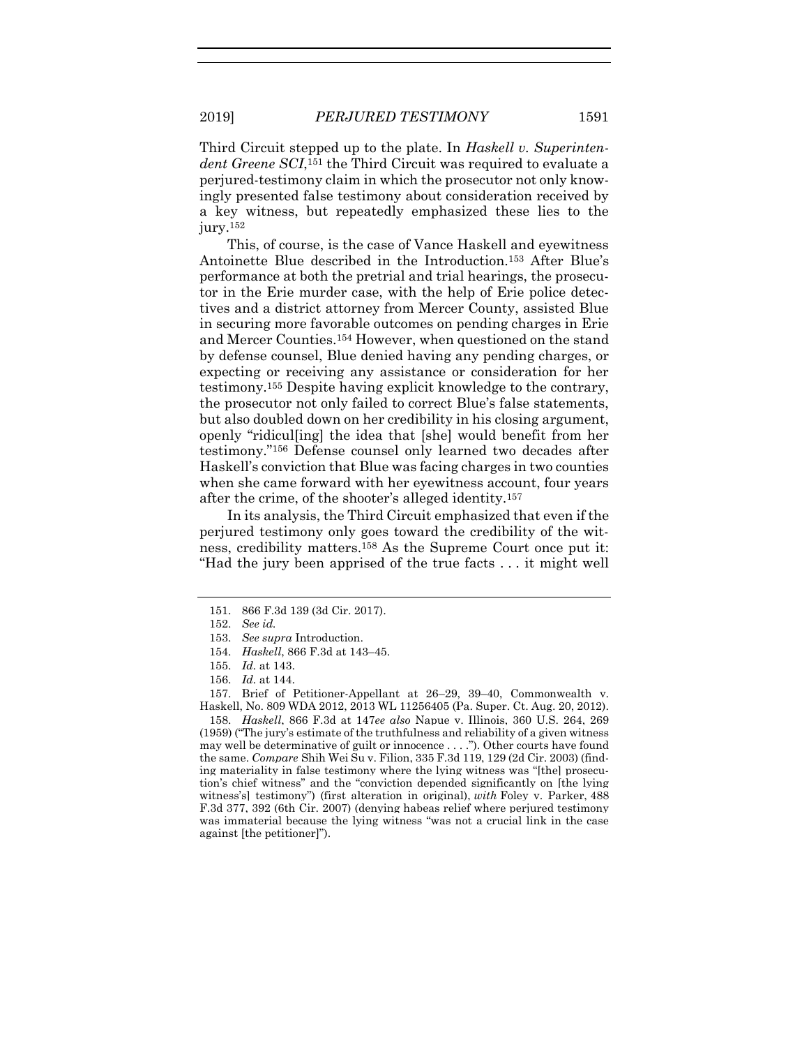Third Circuit stepped up to the plate. In *Haskell v. Superintendent Greene SCI*,[151] the Third Circuit was required to evaluate a perjured-testimony claim in which the prosecutor not only knowingly presented false testimony about consideration received by a key witness, but repeatedly emphasized these lies to the jury.[152]

This, of course, is the case of Vance Haskell and eyewitness Antoinette Blue described in the Introduction.[153] After Blue's performance at both the pretrial and trial hearings, the prosecutor in the Erie murder case, with the help of Erie police detectives and a district attorney from Mercer County, assisted Blue in securing more favorable outcomes on pending charges in Erie and Mercer Counties.[154] However, when questioned on the stand by defense counsel, Blue denied having any pending charges, or expecting or receiving any assistance or consideration for her testimony.[155] Despite having explicit knowledge to the contrary, the prosecutor not only failed to correct Blue's false statements, but also doubled down on her credibility in his closing argument, openly "ridicul[ing] the idea that [she] would benefit from her testimony."[156] Defense counsel only learned two decades after Haskell's conviction that Blue was facing charges in two counties when she came forward with her eyewitness account, four years after the crime, of the shooter's alleged identity.[157]

In its analysis, the Third Circuit emphasized that even if the perjured testimony only goes toward the credibility of the witness, credibility matters.[158] As the Supreme Court once put it: "Had the jury been apprised of the true facts . . . it might well

---

151. 866 F.3d 139 (3d Cir. 2017).

152. *See id.*

153. *See supra* Introduction.

154. *Haskell*, 866 F.3d at 143–45.

155. *Id.* at 143.

156. *Id.* at 144.

157. Brief of Petitioner-Appellant at 26–29, 39–40, Commonwealth v. Haskell, No. 809 WDA 2012, 2013 WL 11256405 (Pa. Super. Ct. Aug. 20, 2012).

158. *Haskell*, 866 F.3d at 147*ee also* Napue v. Illinois, 360 U.S. 264, 269 (1959) ("The jury's estimate of the truthfulness and reliability of a given witness may well be determinative of guilt or innocence . . . ."). Other courts have found the same. *Compare* Shih Wei Su v. Filion, 335 F.3d 119, 129 (2d Cir. 2003) (finding materiality in false testimony where the lying witness was "[the] prosecution's chief witness" and the "conviction depended significantly on [the lying witness's] testimony") (first alteration in original), *with* Foley v. Parker, 488 F.3d 377, 392 (6th Cir. 2007) (denying habeas relief where perjured testimony was immaterial because the lying witness "was not a crucial link in the case against [the petitioner]").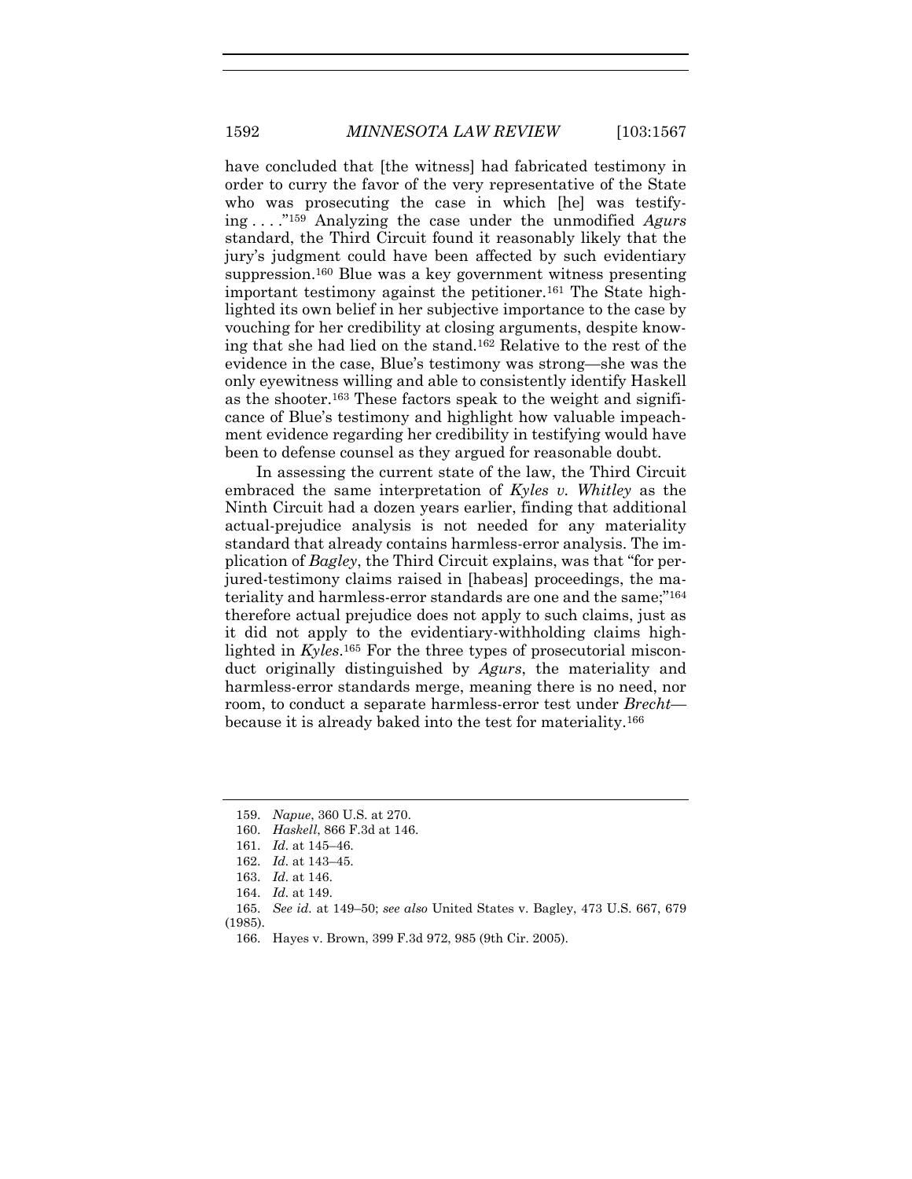have concluded that [the witness] had fabricated testimony in order to curry the favor of the very representative of the State who was prosecuting the case in which [he] was testifying . . . ."[159] Analyzing the case under the unmodified *Agurs* standard, the Third Circuit found it reasonably likely that the jury's judgment could have been affected by such evidentiary suppression.[160] Blue was a key government witness presenting important testimony against the petitioner.[161] The State highlighted its own belief in her subjective importance to the case by vouching for her credibility at closing arguments, despite knowing that she had lied on the stand.[162] Relative to the rest of the evidence in the case, Blue's testimony was strong—she was the only eyewitness willing and able to consistently identify Haskell as the shooter.[163] These factors speak to the weight and significance of Blue's testimony and highlight how valuable impeachment evidence regarding her credibility in testifying would have been to defense counsel as they argued for reasonable doubt.

In assessing the current state of the law, the Third Circuit embraced the same interpretation of *Kyles v. Whitley* as the Ninth Circuit had a dozen years earlier, finding that additional actual-prejudice analysis is not needed for any materiality standard that already contains harmless-error analysis. The implication of *Bagley*, the Third Circuit explains, was that "for perjured-testimony claims raised in [habeas] proceedings, the materiality and harmless-error standards are one and the same;"[164] therefore actual prejudice does not apply to such claims, just as it did not apply to the evidentiary-withholding claims highlighted in *Kyles*.[165] For the three types of prosecutorial misconduct originally distinguished by *Agurs*, the materiality and harmless-error standards merge, meaning there is no need, nor room, to conduct a separate harmless-error test under *Brecht*—because it is already baked into the test for materiality.[166]

---

159. *Napue*, 360 U.S. at 270.

160. *Haskell*, 866 F.3d at 146.

161. *Id.* at 145–46.

162. *Id.* at 143–45.

163. *Id.* at 146.

164. *Id.* at 149.

165. *See id.* at 149–50; *see also* United States v. Bagley, 473 U.S. 667, 679 (1985).

166. Hayes v. Brown, 399 F.3d 972, 985 (9th Cir. 2005).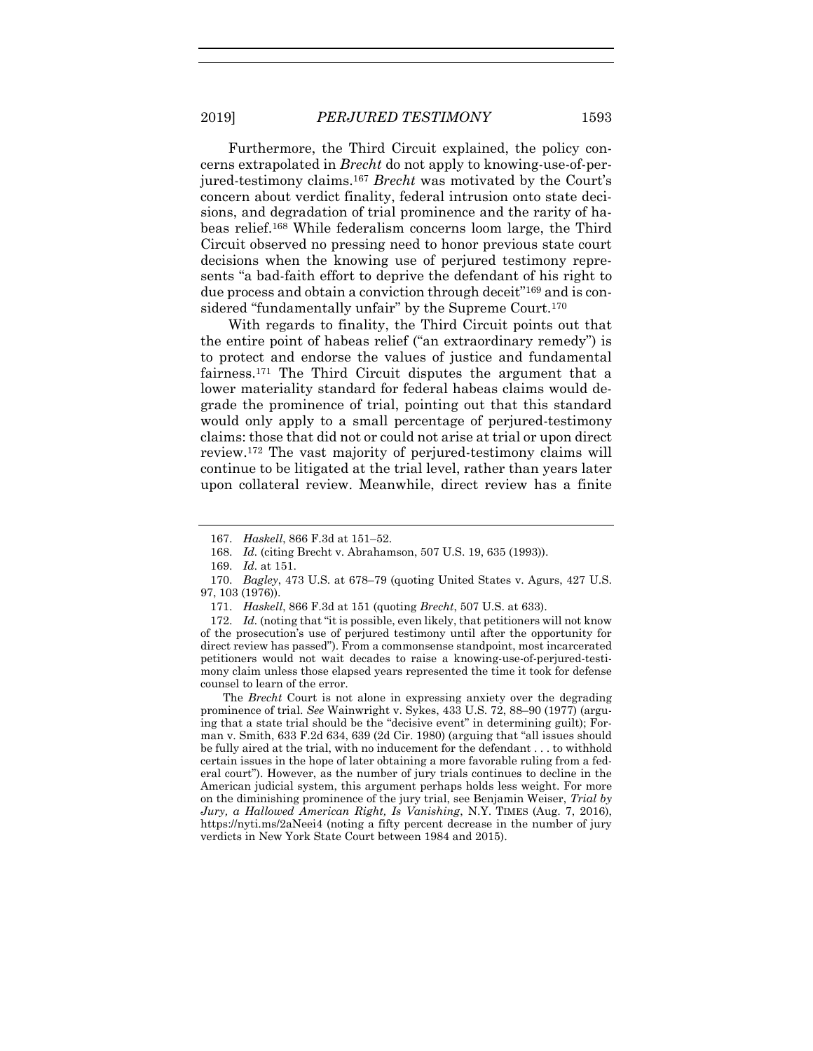Furthermore, the Third Circuit explained, the policy concerns extrapolated in *Brecht* do not apply to knowing-use-of-perjured-testimony claims.[167] *Brecht* was motivated by the Court's concern about verdict finality, federal intrusion onto state decisions, and degradation of trial prominence and the rarity of habeas relief.[168] While federalism concerns loom large, the Third Circuit observed no pressing need to honor previous state court decisions when the knowing use of perjured testimony represents "a bad-faith effort to deprive the defendant of his right to due process and obtain a conviction through deceit"[169] and is considered "fundamentally unfair" by the Supreme Court.[170]

With regards to finality, the Third Circuit points out that the entire point of habeas relief ("an extraordinary remedy") is to protect and endorse the values of justice and fundamental fairness.[171] The Third Circuit disputes the argument that a lower materiality standard for federal habeas claims would degrade the prominence of trial, pointing out that this standard would only apply to a small percentage of perjured-testimony claims: those that did not or could not arise at trial or upon direct review.[172] The vast majority of perjured-testimony claims will continue to be litigated at the trial level, rather than years later upon collateral review. Meanwhile, direct review has a finite

---

167. *Haskell*, 866 F.3d at 151–52.

168. *Id.* (citing Brecht v. Abrahamson, 507 U.S. 19, 635 (1993)).

169. *Id.* at 151.

170. *Bagley*, 473 U.S. at 678–79 (quoting United States v. Agurs, 427 U.S. 97, 103 (1976)).

171. *Haskell*, 866 F.3d at 151 (quoting *Brecht*, 507 U.S. at 633).

172. *Id.* (noting that "it is possible, even likely, that petitioners will not know of the prosecution's use of perjured testimony until after the opportunity for direct review has passed"). From a commonsense standpoint, most incarcerated petitioners would not wait decades to raise a knowing-use-of-perjured-testimony claim unless those elapsed years represented the time it took for defense counsel to learn of the error.

The *Brecht* Court is not alone in expressing anxiety over the degrading prominence of trial. *See* Wainwright v. Sykes, 433 U.S. 72, 88–90 (1977) (arguing that a state trial should be the "decisive event" in determining guilt); Forman v. Smith, 633 F.2d 634, 639 (2d Cir. 1980) (arguing that "all issues should be fully aired at the trial, with no inducement for the defendant . . . to withhold certain issues in the hope of later obtaining a more favorable ruling from a federal court"). However, as the number of jury trials continues to decline in the American judicial system, this argument perhaps holds less weight. For more on the diminishing prominence of the jury trial, see Benjamin Weiser, *Trial by Jury, a Hallowed American Right, Is Vanishing*, N.Y. TIMES (Aug. 7, 2016), https://nyti.ms/2aNeei4 (noting a fifty percent decrease in the number of jury verdicts in New York State Court between 1984 and 2015).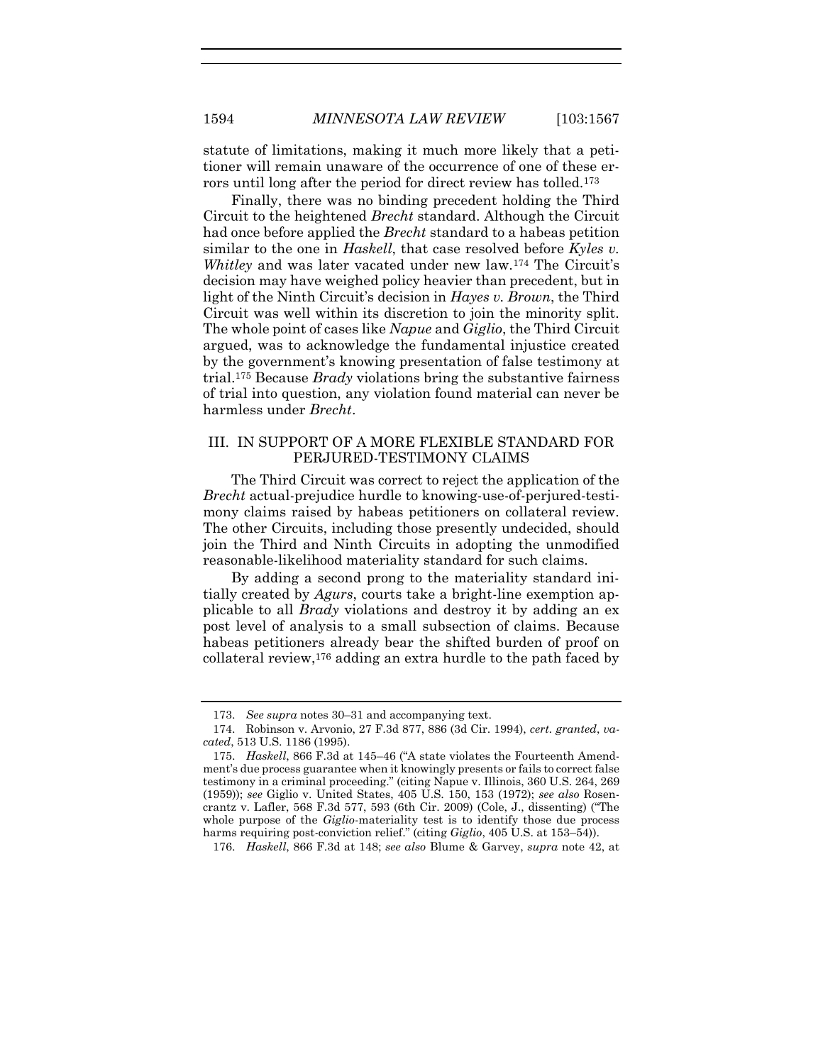statute of limitations, making it much more likely that a petitioner will remain unaware of the occurrence of one of these errors until long after the period for direct review has tolled.[173]

Finally, there was no binding precedent holding the Third Circuit to the heightened *Brecht* standard. Although the Circuit had once before applied the *Brecht* standard to a habeas petition similar to the one in *Haskell*, that case resolved before *Kyles v. Whitley* and was later vacated under new law.[174] The Circuit's decision may have weighed policy heavier than precedent, but in light of the Ninth Circuit's decision in *Hayes v. Brown*, the Third Circuit was well within its discretion to join the minority split. The whole point of cases like *Napue* and *Giglio*, the Third Circuit argued, was to acknowledge the fundamental injustice created by the government's knowing presentation of false testimony at trial.[175] Because *Brady* violations bring the substantive fairness of trial into question, any violation found material can never be harmless under *Brecht*.

## III. IN SUPPORT OF A MORE FLEXIBLE STANDARD FOR PERJURED-TESTIMONY CLAIMS

The Third Circuit was correct to reject the application of the *Brecht* actual-prejudice hurdle to knowing-use-of-perjured-testimony claims raised by habeas petitioners on collateral review. The other Circuits, including those presently undecided, should join the Third and Ninth Circuits in adopting the unmodified reasonable-likelihood materiality standard for such claims.

By adding a second prong to the materiality standard initially created by *Agurs*, courts take a bright-line exemption applicable to all *Brady* violations and destroy it by adding an ex post level of analysis to a small subsection of claims. Because habeas petitioners already bear the shifted burden of proof on collateral review,[176] adding an extra hurdle to the path faced by

---

173. *See supra* notes 30–31 and accompanying text.

174. Robinson v. Arvonio, 27 F.3d 877, 886 (3d Cir. 1994), *cert. granted*, *vacated*, 513 U.S. 1186 (1995).

175. *Haskell*, 866 F.3d at 145–46 ("A state violates the Fourteenth Amendment's due process guarantee when it knowingly presents or fails to correct false testimony in a criminal proceeding." (citing Napue v. Illinois, 360 U.S. 264, 269 (1959)); *see* Giglio v. United States, 405 U.S. 150, 153 (1972); *see also* Rosencrantz v. Lafler, 568 F.3d 577, 593 (6th Cir. 2009) (Cole, J., dissenting) ("The whole purpose of the *Giglio*-materiality test is to identify those due process harms requiring post-conviction relief." (citing *Giglio*, 405 U.S. at 153–54)).

176. *Haskell*, 866 F.3d at 148; *see also* Blume & Garvey, *supra* note 42, at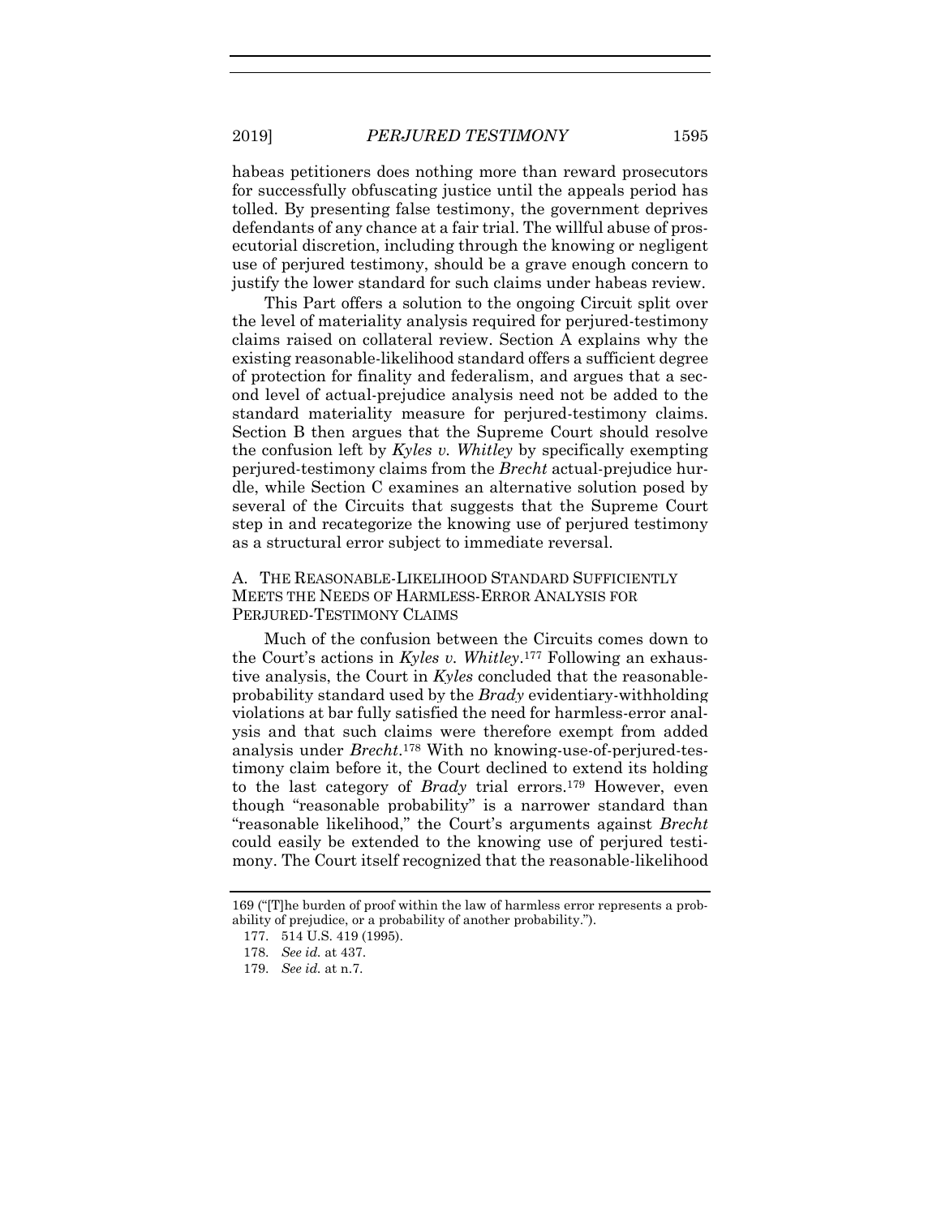habeas petitioners does nothing more than reward prosecutors for successfully obfuscating justice until the appeals period has tolled. By presenting false testimony, the government deprives defendants of any chance at a fair trial. The willful abuse of prosecutorial discretion, including through the knowing or negligent use of perjured testimony, should be a grave enough concern to justify the lower standard for such claims under habeas review.

This Part offers a solution to the ongoing Circuit split over the level of materiality analysis required for perjured-testimony claims raised on collateral review. Section A explains why the existing reasonable-likelihood standard offers a sufficient degree of protection for finality and federalism, and argues that a second level of actual-prejudice analysis need not be added to the standard materiality measure for perjured-testimony claims. Section B then argues that the Supreme Court should resolve the confusion left by *Kyles v. Whitley* by specifically exempting perjured-testimony claims from the *Brecht* actual-prejudice hurdle, while Section C examines an alternative solution posed by several of the Circuits that suggests that the Supreme Court step in and recategorize the knowing use of perjured testimony as a structural error subject to immediate reversal.

### A. The Reasonable-Likelihood Standard Sufficiently Meets the Needs of Harmless-Error Analysis for Perjured-Testimony Claims

Much of the confusion between the Circuits comes down to the Court's actions in *Kyles v. Whitley*.[177] Following an exhaustive analysis, the Court in *Kyles* concluded that the reasonable-probability standard used by the *Brady* evidentiary-withholding violations at bar fully satisfied the need for harmless-error analysis and that such claims were therefore exempt from added analysis under *Brecht*.[178] With no knowing-use-of-perjured-testimony claim before it, the Court declined to extend its holding to the last category of *Brady* trial errors.[179] However, even though "reasonable probability" is a narrower standard than "reasonable likelihood," the Court's arguments against *Brecht* could easily be extended to the knowing use of perjured testimony. The Court itself recognized that the reasonable-likelihood

---

169 ("[T]he burden of proof within the law of harmless error represents a probability of prejudice, or a probability of another probability.").

177. 514 U.S. 419 (1995).

178. *See id.* at 437.

179. *See id.* at n.7.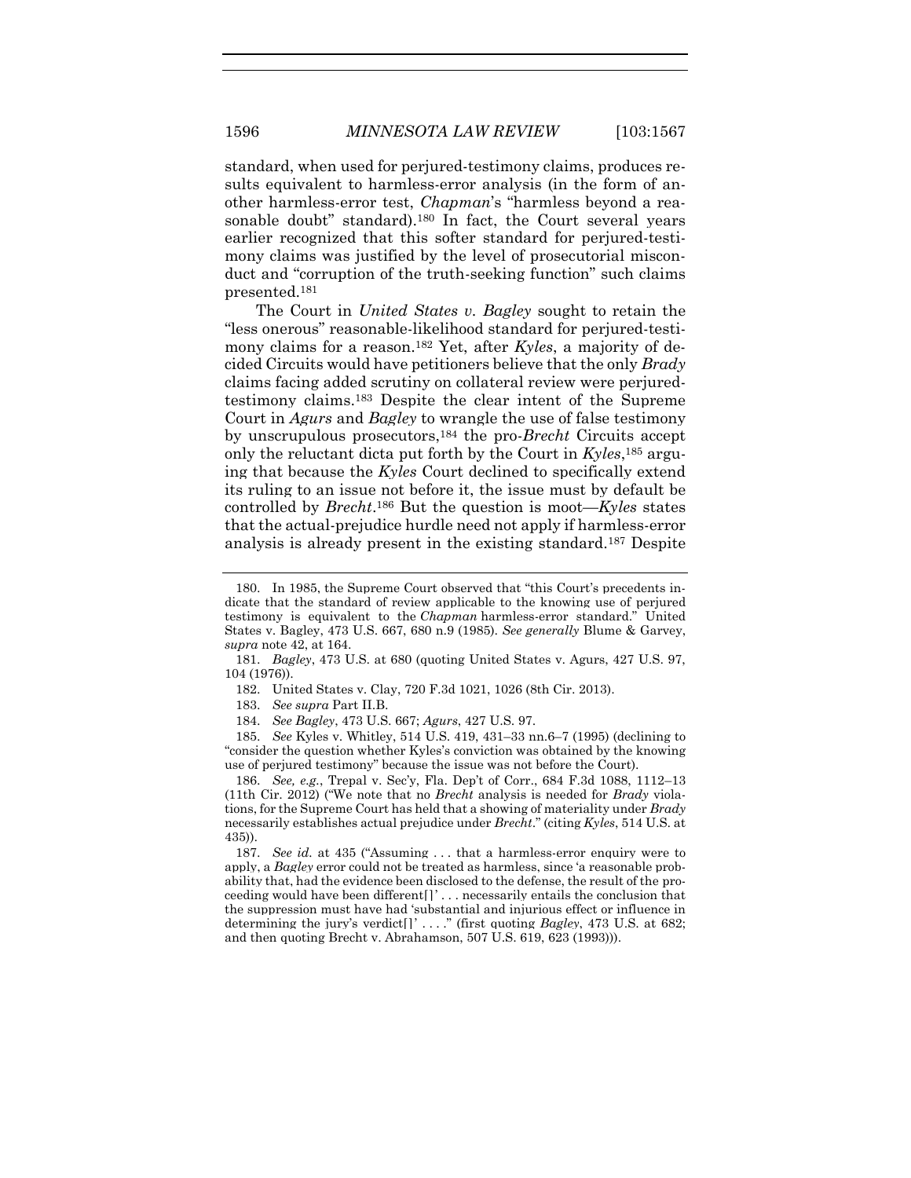standard, when used for perjured-testimony claims, produces results equivalent to harmless-error analysis (in the form of another harmless-error test, *Chapman*'s "harmless beyond a reasonable doubt" standard).[180] In fact, the Court several years earlier recognized that this softer standard for perjured-testimony claims was justified by the level of prosecutorial misconduct and "corruption of the truth-seeking function" such claims presented.[181]

The Court in *United States v. Bagley* sought to retain the "less onerous" reasonable-likelihood standard for perjured-testimony claims for a reason.[182] Yet, after *Kyles*, a majority of decided Circuits would have petitioners believe that the only *Brady* claims facing added scrutiny on collateral review were perjured-testimony claims.[183] Despite the clear intent of the Supreme Court in *Agurs* and *Bagley* to wrangle the use of false testimony by unscrupulous prosecutors,[184] the pro-*Brecht* Circuits accept only the reluctant dicta put forth by the Court in *Kyles*,[185] arguing that because the *Kyles* Court declined to specifically extend its ruling to an issue not before it, the issue must by default be controlled by *Brecht*.[186] But the question is moot—*Kyles* states that the actual-prejudice hurdle need not apply if harmless-error analysis is already present in the existing standard.[187] Despite

---

180. In 1985, the Supreme Court observed that "this Court's precedents indicate that the standard of review applicable to the knowing use of perjured testimony is equivalent to the *Chapman* harmless-error standard." United States v. Bagley, 473 U.S. 667, 680 n.9 (1985). *See generally* Blume & Garvey, *supra* note 42, at 164.

181. *Bagley*, 473 U.S. at 680 (quoting United States v. Agurs, 427 U.S. 97, 104 (1976)).

182. United States v. Clay, 720 F.3d 1021, 1026 (8th Cir. 2013).

183. *See supra* Part II.B.

184. *See Bagley*, 473 U.S. 667; *Agurs*, 427 U.S. 97.

185. *See* Kyles v. Whitley, 514 U.S. 419, 431–33 nn.6–7 (1995) (declining to "consider the question whether Kyles's conviction was obtained by the knowing use of perjured testimony" because the issue was not before the Court).

186. *See, e.g.*, Trepal v. Sec'y, Fla. Dep't of Corr., 684 F.3d 1088, 1112–13 (11th Cir. 2012) ("We note that no *Brecht* analysis is needed for *Brady* violations, for the Supreme Court has held that a showing of materiality under *Brady* necessarily establishes actual prejudice under *Brecht*." (citing *Kyles*, 514 U.S. at 435)).

187. *See id.* at 435 ("Assuming . . . that a harmless-error enquiry were to apply, a *Bagley* error could not be treated as harmless, since 'a reasonable probability that, had the evidence been disclosed to the defense, the result of the proceeding would have been different[]' . . . necessarily entails the conclusion that the suppression must have had 'substantial and injurious effect or influence in determining the jury's verdict[]' . . . ." (first quoting *Bagley*, 473 U.S. at 682; and then quoting Brecht v. Abrahamson, 507 U.S. 619, 623 (1993))).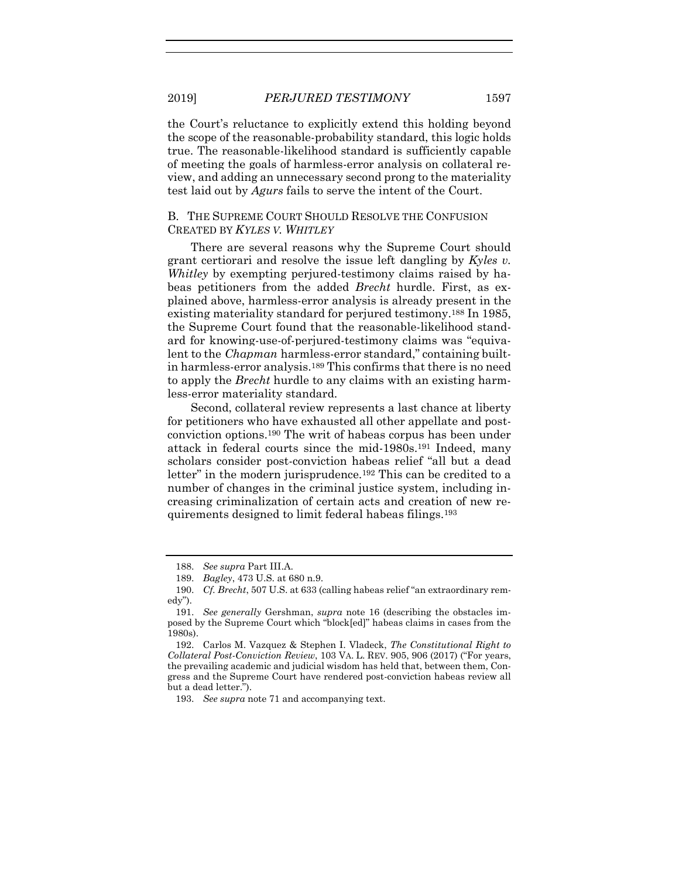the Court's reluctance to explicitly extend this holding beyond the scope of the reasonable-probability standard, this logic holds true. The reasonable-likelihood standard is sufficiently capable of meeting the goals of harmless-error analysis on collateral review, and adding an unnecessary second prong to the materiality test laid out by *Agurs* fails to serve the intent of the Court.

### B. THE SUPREME COURT SHOULD RESOLVE THE CONFUSION CREATED BY *KYLES V. WHITLEY*

There are several reasons why the Supreme Court should grant certiorari and resolve the issue left dangling by *Kyles v. Whitley* by exempting perjured-testimony claims raised by habeas petitioners from the added *Brecht* hurdle. First, as explained above, harmless-error analysis is already present in the existing materiality standard for perjured testimony.[188] In 1985, the Supreme Court found that the reasonable-likelihood standard for knowing-use-of-perjured-testimony claims was "equivalent to the *Chapman* harmless-error standard," containing built-in harmless-error analysis.[189] This confirms that there is no need to apply the *Brecht* hurdle to any claims with an existing harmless-error materiality standard.

Second, collateral review represents a last chance at liberty for petitioners who have exhausted all other appellate and post-conviction options.[190] The writ of habeas corpus has been under attack in federal courts since the mid-1980s.[191] Indeed, many scholars consider post-conviction habeas relief "all but a dead letter" in the modern jurisprudence.[192] This can be credited to a number of changes in the criminal justice system, including increasing criminalization of certain acts and creation of new requirements designed to limit federal habeas filings.[193]

---

188. *See supra* Part III.A.

189. *Bagley*, 473 U.S. at 680 n.9.

190. *Cf. Brecht*, 507 U.S. at 633 (calling habeas relief "an extraordinary remedy").

191. *See generally* Gershman, *supra* note 16 (describing the obstacles imposed by the Supreme Court which "block[ed]" habeas claims in cases from the 1980s).

192. Carlos M. Vazquez & Stephen I. Vladeck, *The Constitutional Right to Collateral Post-Conviction Review*, 103 VA. L. REV. 905, 906 (2017) ("For years, the prevailing academic and judicial wisdom has held that, between them, Congress and the Supreme Court have rendered post-conviction habeas review all but a dead letter.").

193. *See supra* note 71 and accompanying text.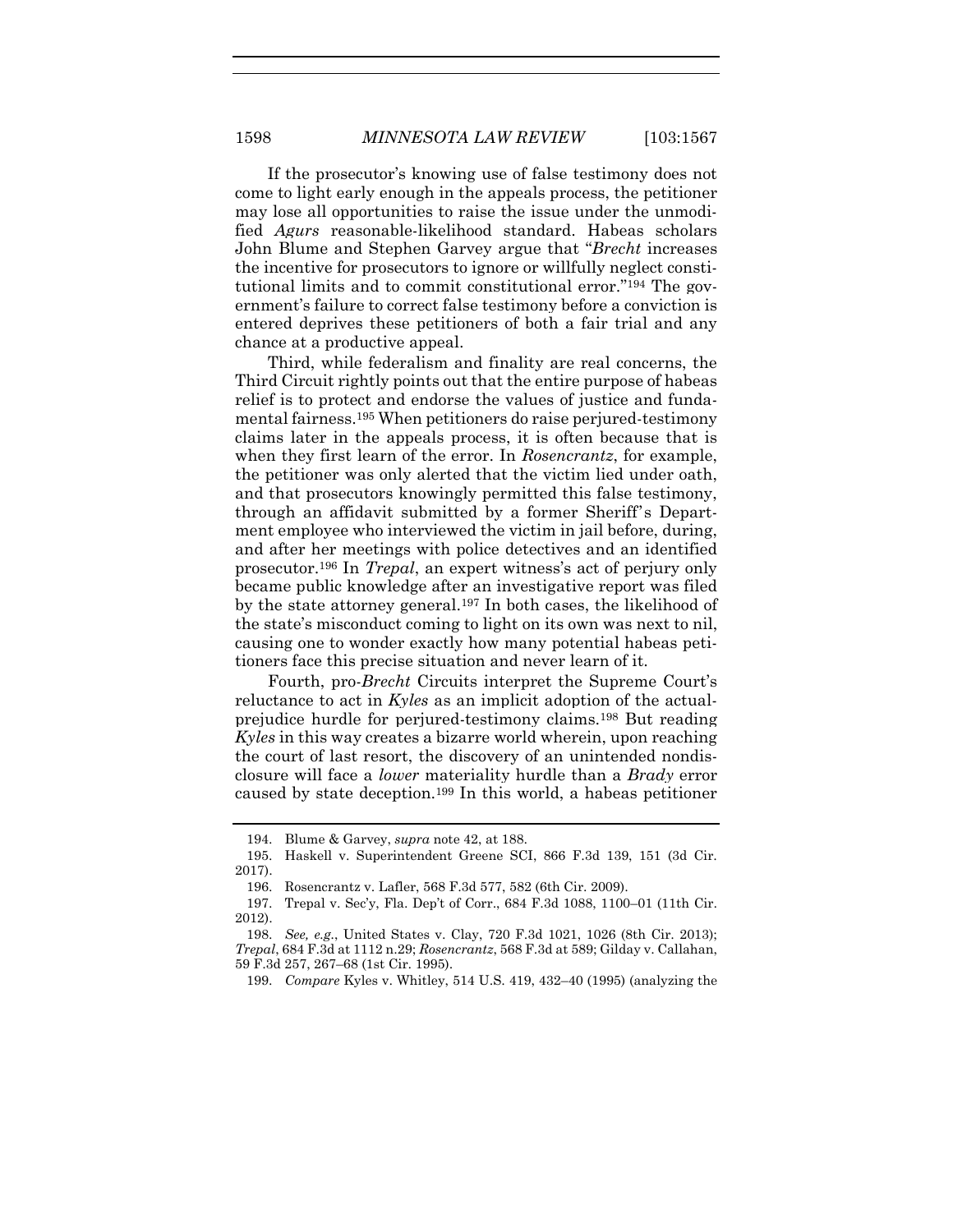If the prosecutor's knowing use of false testimony does not come to light early enough in the appeals process, the petitioner may lose all opportunities to raise the issue under the unmodified *Agurs* reasonable-likelihood standard. Habeas scholars John Blume and Stephen Garvey argue that "*Brecht* increases the incentive for prosecutors to ignore or willfully neglect constitutional limits and to commit constitutional error."[194] The government's failure to correct false testimony before a conviction is entered deprives these petitioners of both a fair trial and any chance at a productive appeal.

Third, while federalism and finality are real concerns, the Third Circuit rightly points out that the entire purpose of habeas relief is to protect and endorse the values of justice and fundamental fairness.[195] When petitioners do raise perjured-testimony claims later in the appeals process, it is often because that is when they first learn of the error. In *Rosencrantz*, for example, the petitioner was only alerted that the victim lied under oath, and that prosecutors knowingly permitted this false testimony, through an affidavit submitted by a former Sheriff's Department employee who interviewed the victim in jail before, during, and after her meetings with police detectives and an identified prosecutor.[196] In *Trepal*, an expert witness's act of perjury only became public knowledge after an investigative report was filed by the state attorney general.[197] In both cases, the likelihood of the state's misconduct coming to light on its own was next to nil, causing one to wonder exactly how many potential habeas petitioners face this precise situation and never learn of it.

Fourth, pro-*Brecht* Circuits interpret the Supreme Court's reluctance to act in *Kyles* as an implicit adoption of the actual-prejudice hurdle for perjured-testimony claims.[198] But reading *Kyles* in this way creates a bizarre world wherein, upon reaching the court of last resort, the discovery of an unintended nondisclosure will face a *lower* materiality hurdle than a *Brady* error caused by state deception.[199] In this world, a habeas petitioner

---

194. Blume & Garvey, *supra* note 42, at 188.

195. Haskell v. Superintendent Greene SCI, 866 F.3d 139, 151 (3d Cir. 2017).

196. Rosencrantz v. Lafler, 568 F.3d 577, 582 (6th Cir. 2009).

197. Trepal v. Sec'y, Fla. Dep't of Corr., 684 F.3d 1088, 1100–01 (11th Cir. 2012).

198. *See, e.g.*, United States v. Clay, 720 F.3d 1021, 1026 (8th Cir. 2013); *Trepal*, 684 F.3d at 1112 n.29; *Rosencrantz*, 568 F.3d at 589; Gilday v. Callahan, 59 F.3d 257, 267–68 (1st Cir. 1995).

199. *Compare* Kyles v. Whitley, 514 U.S. 419, 432–40 (1995) (analyzing the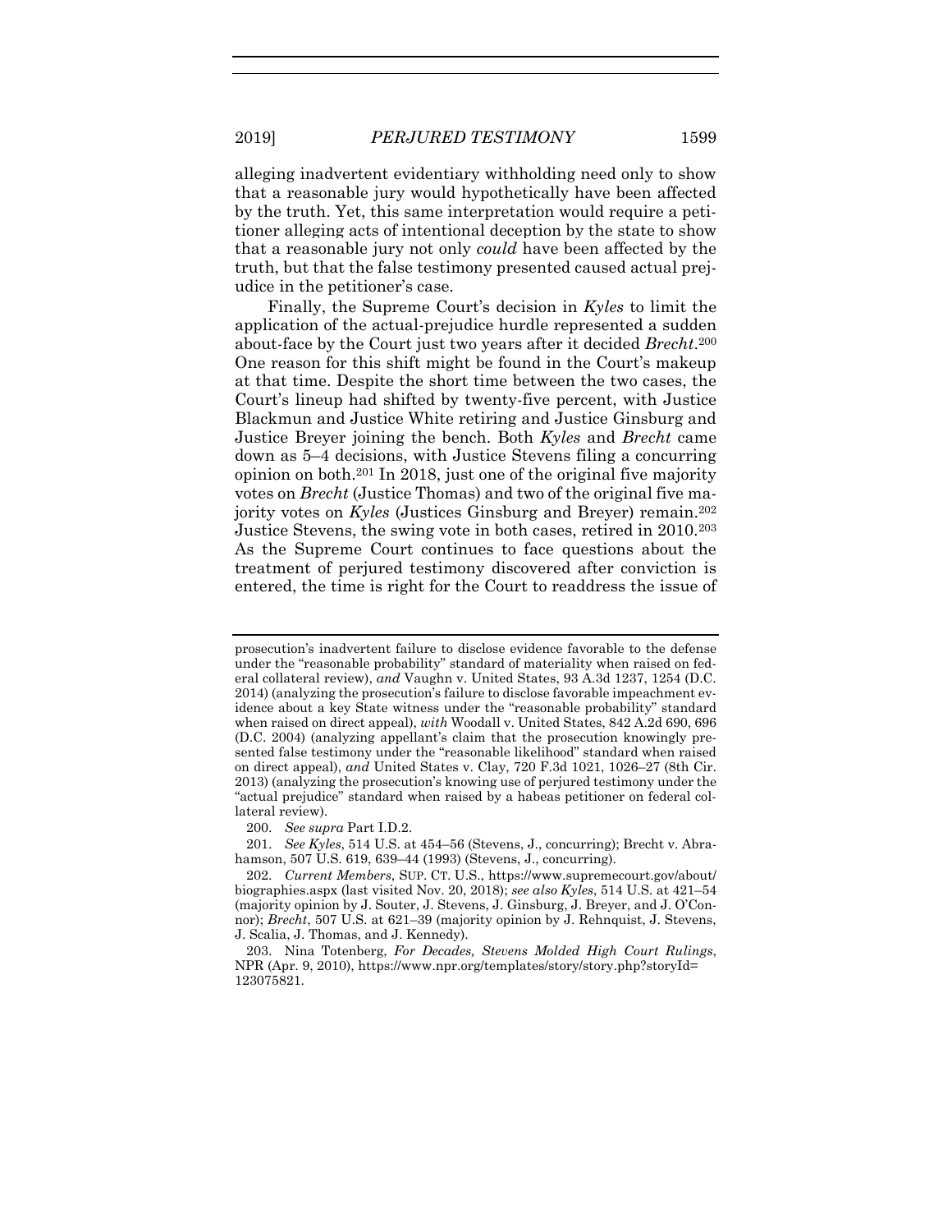alleging inadvertent evidentiary withholding need only to show that a reasonable jury would hypothetically have been affected by the truth. Yet, this same interpretation would require a petitioner alleging acts of intentional deception by the state to show that a reasonable jury not only *could* have been affected by the truth, but that the false testimony presented caused actual prejudice in the petitioner's case.

Finally, the Supreme Court's decision in *Kyles* to limit the application of the actual-prejudice hurdle represented a sudden about-face by the Court just two years after it decided *Brecht*.[200] One reason for this shift might be found in the Court's makeup at that time. Despite the short time between the two cases, the Court's lineup had shifted by twenty-five percent, with Justice Blackmun and Justice White retiring and Justice Ginsburg and Justice Breyer joining the bench. Both *Kyles* and *Brecht* came down as 5–4 decisions, with Justice Stevens filing a concurring opinion on both.[201] In 2018, just one of the original five majority votes on *Brecht* (Justice Thomas) and two of the original five majority votes on *Kyles* (Justices Ginsburg and Breyer) remain.[202] Justice Stevens, the swing vote in both cases, retired in 2010.[203] As the Supreme Court continues to face questions about the treatment of perjured testimony discovered after conviction is entered, the time is right for the Court to readdress the issue of

---

prosecution's inadvertent failure to disclose evidence favorable to the defense under the "reasonable probability" standard of materiality when raised on federal collateral review), *and* Vaughn v. United States, 93 A.3d 1237, 1254 (D.C. 2014) (analyzing the prosecution's failure to disclose favorable impeachment evidence about a key State witness under the "reasonable probability" standard when raised on direct appeal), *with* Woodall v. United States, 842 A.2d 690, 696 (D.C. 2004) (analyzing appellant's claim that the prosecution knowingly presented false testimony under the "reasonable likelihood" standard when raised on direct appeal), *and* United States v. Clay, 720 F.3d 1021, 1026–27 (8th Cir. 2013) (analyzing the prosecution's knowing use of perjured testimony under the "actual prejudice" standard when raised by a habeas petitioner on federal collateral review).

200. *See supra* Part I.D.2.

201. *See Kyles*, 514 U.S. at 454–56 (Stevens, J., concurring); Brecht v. Abrahamson, 507 U.S. 619, 639–44 (1993) (Stevens, J., concurring).

202. *Current Members*, SUP. CT. U.S., https://www.supremecourt.gov/about/biographies.aspx (last visited Nov. 20, 2018); *see also Kyles*, 514 U.S. at 421–54 (majority opinion by J. Souter, J. Stevens, J. Ginsburg, J. Breyer, and J. O'Connor); *Brecht*, 507 U.S. at 621–39 (majority opinion by J. Rehnquist, J. Stevens, J. Scalia, J. Thomas, and J. Kennedy).

203. Nina Totenberg, *For Decades, Stevens Molded High Court Rulings*, NPR (Apr. 9, 2010), https://www.npr.org/templates/story/story.php?storyId=123075821.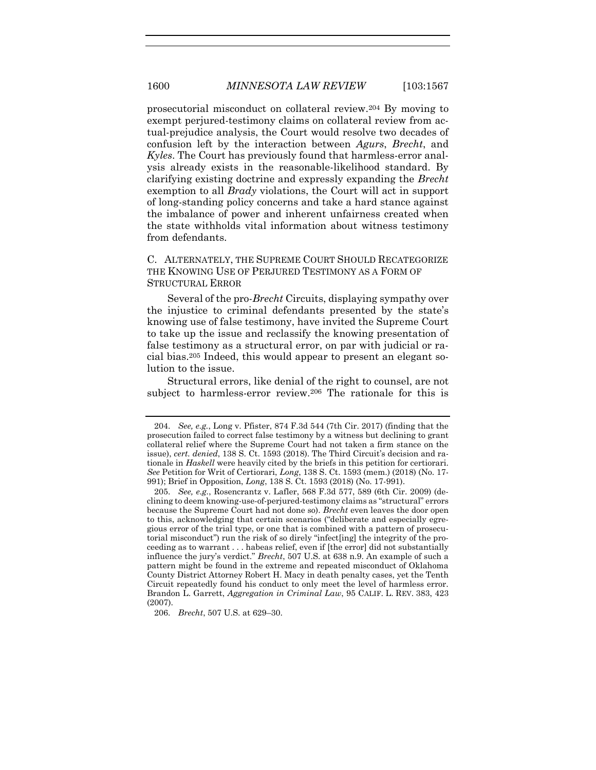prosecutorial misconduct on collateral review.[204] By moving to exempt perjured-testimony claims on collateral review from actual-prejudice analysis, the Court would resolve two decades of confusion left by the interaction between *Agurs*, *Brecht*, and *Kyles*. The Court has previously found that harmless-error analysis already exists in the reasonable-likelihood standard. By clarifying existing doctrine and expressly expanding the *Brecht* exemption to all *Brady* violations, the Court will act in support of long-standing policy concerns and take a hard stance against the imbalance of power and inherent unfairness created when the state withholds vital information about witness testimony from defendants.

### C. Alternately, the Supreme Court Should Recategorize the Knowing Use of Perjured Testimony as a Form of Structural Error

Several of the pro-*Brecht* Circuits, displaying sympathy over the injustice to criminal defendants presented by the state's knowing use of false testimony, have invited the Supreme Court to take up the issue and reclassify the knowing presentation of false testimony as a structural error, on par with judicial or racial bias.[205] Indeed, this would appear to present an elegant solution to the issue.

Structural errors, like denial of the right to counsel, are not subject to harmless-error review.[206] The rationale for this is

---

204. *See, e.g.*, Long v. Pfister, 874 F.3d 544 (7th Cir. 2017) (finding that the prosecution failed to correct false testimony by a witness but declining to grant collateral relief where the Supreme Court had not taken a firm stance on the issue), *cert. denied*, 138 S. Ct. 1593 (2018). The Third Circuit's decision and rationale in *Haskell* were heavily cited by the briefs in this petition for certiorari. *See* Petition for Writ of Certiorari, *Long*, 138 S. Ct. 1593 (mem.) (2018) (No. 17-991); Brief in Opposition, *Long*, 138 S. Ct. 1593 (2018) (No. 17-991).

205. *See, e.g.*, Rosencrantz v. Lafler, 568 F.3d 577, 589 (6th Cir. 2009) (declining to deem knowing-use-of-perjured-testimony claims as "structural" errors because the Supreme Court had not done so). *Brecht* even leaves the door open to this, acknowledging that certain scenarios ("deliberate and especially egregious error of the trial type, or one that is combined with a pattern of prosecutorial misconduct") run the risk of so direly "infect[ing] the integrity of the proceeding as to warrant . . . habeas relief, even if [the error] did not substantially influence the jury's verdict." *Brecht*, 507 U.S. at 638 n.9. An example of such a pattern might be found in the extreme and repeated misconduct of Oklahoma County District Attorney Robert H. Macy in death penalty cases, yet the Tenth Circuit repeatedly found his conduct to only meet the level of harmless error. Brandon L. Garrett, *Aggregation in Criminal Law*, 95 CALIF. L. REV. 383, 423 (2007).

206. *Brecht*, 507 U.S. at 629–30.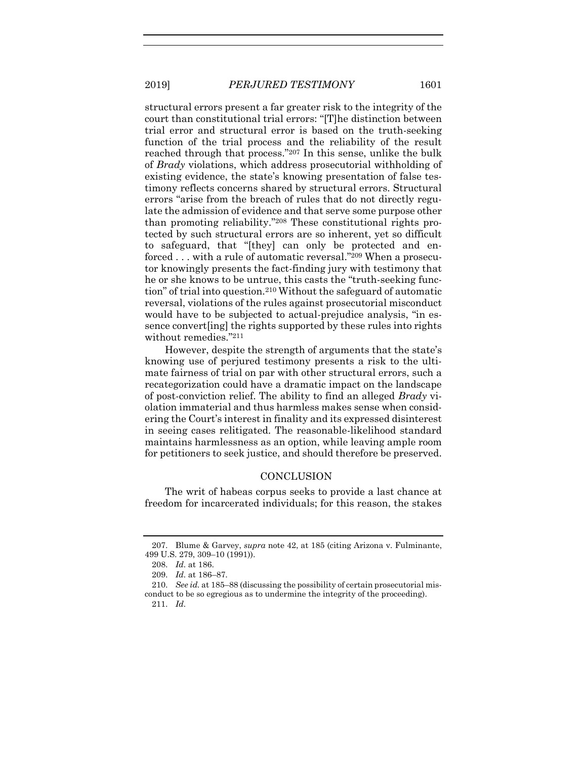structural errors present a far greater risk to the integrity of the court than constitutional trial errors: "[T]he distinction between trial error and structural error is based on the truth-seeking function of the trial process and the reliability of the result reached through that process."[207] In this sense, unlike the bulk of *Brady* violations, which address prosecutorial withholding of existing evidence, the state's knowing presentation of false testimony reflects concerns shared by structural errors. Structural errors "arise from the breach of rules that do not directly regulate the admission of evidence and that serve some purpose other than promoting reliability."[208] These constitutional rights protected by such structural errors are so inherent, yet so difficult to safeguard, that "[they] can only be protected and enforced . . . with a rule of automatic reversal."[209] When a prosecutor knowingly presents the fact-finding jury with testimony that he or she knows to be untrue, this casts the "truth-seeking function" of trial into question.[210] Without the safeguard of automatic reversal, violations of the rules against prosecutorial misconduct would have to be subjected to actual-prejudice analysis, "in essence convert[ing] the rights supported by these rules into rights without remedies."[211]

However, despite the strength of arguments that the state's knowing use of perjured testimony presents a risk to the ultimate fairness of trial on par with other structural errors, such a recategorization could have a dramatic impact on the landscape of post-conviction relief. The ability to find an alleged *Brady* violation immaterial and thus harmless makes sense when considering the Court's interest in finality and its expressed disinterest in seeing cases relitigated. The reasonable-likelihood standard maintains harmlessness as an option, while leaving ample room for petitioners to seek justice, and should therefore be preserved.

## CONCLUSION

The writ of habeas corpus seeks to provide a last chance at freedom for incarcerated individuals; for this reason, the stakes

207. Blume & Garvey, *supra* note 42, at 185 (citing Arizona v. Fulminante, 499 U.S. 279, 309–10 (1991)).

208. *Id.* at 186.

209. *Id.* at 186–87.

210. *See id.* at 185–88 (discussing the possibility of certain prosecutorial misconduct to be so egregious as to undermine the integrity of the proceeding).

211. *Id.*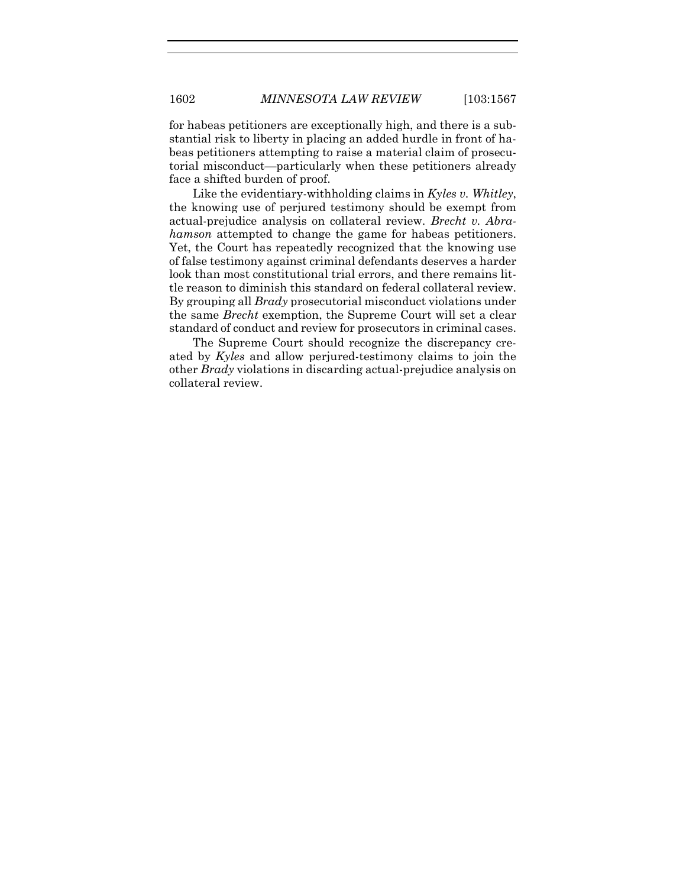for habeas petitioners are exceptionally high, and there is a substantial risk to liberty in placing an added hurdle in front of habeas petitioners attempting to raise a material claim of prosecutorial misconduct—particularly when these petitioners already face a shifted burden of proof.

Like the evidentiary-withholding claims in *Kyles v. Whitley*, the knowing use of perjured testimony should be exempt from actual-prejudice analysis on collateral review. *Brecht v. Abrahamson* attempted to change the game for habeas petitioners. Yet, the Court has repeatedly recognized that the knowing use of false testimony against criminal defendants deserves a harder look than most constitutional trial errors, and there remains little reason to diminish this standard on federal collateral review. By grouping all *Brady* prosecutorial misconduct violations under the same *Brecht* exemption, the Supreme Court will set a clear standard of conduct and review for prosecutors in criminal cases.

The Supreme Court should recognize the discrepancy created by *Kyles* and allow perjured-testimony claims to join the other *Brady* violations in discarding actual-prejudice analysis on collateral review.